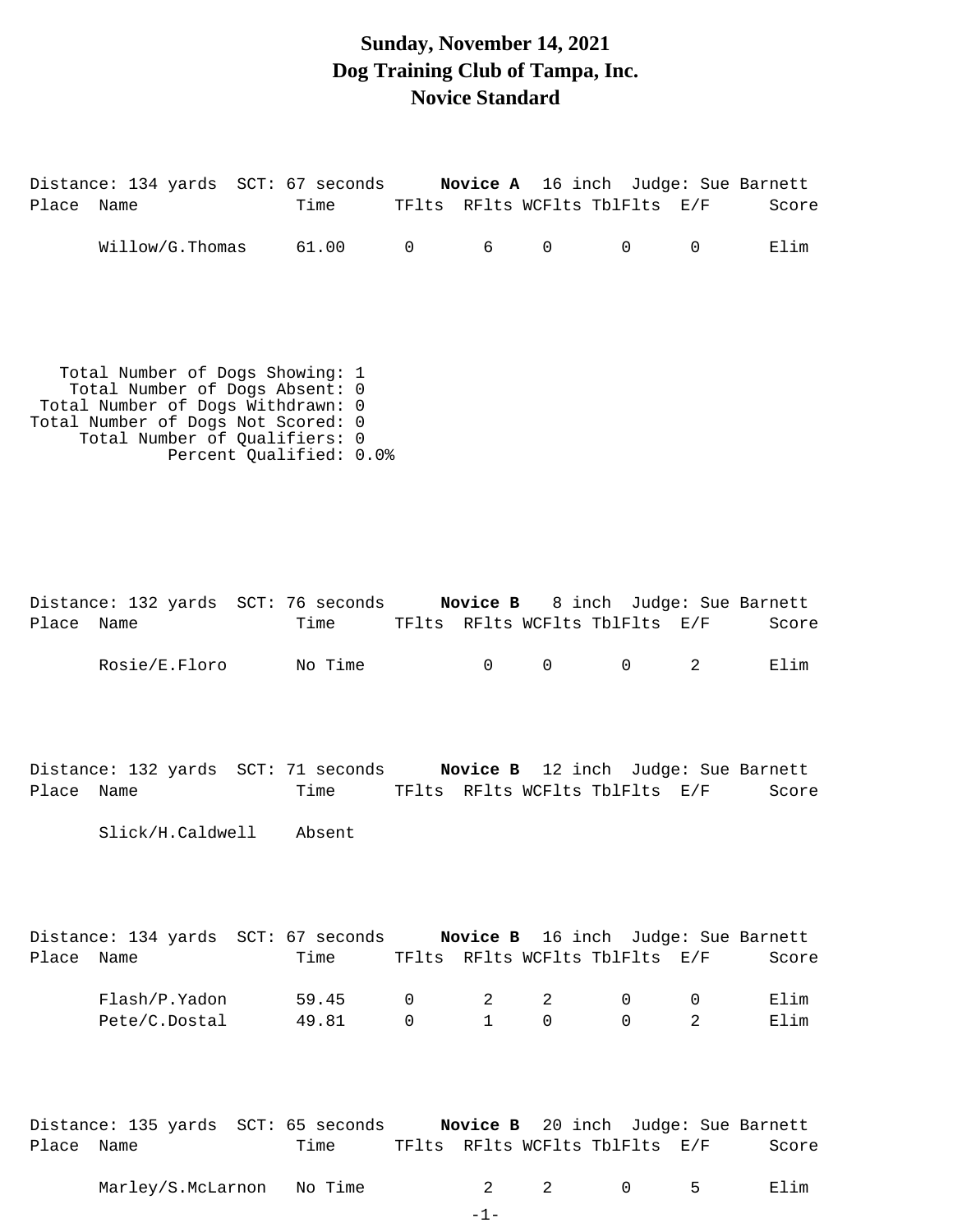# Sunday, November 14, 2021
# Dog Training Club of Tampa, Inc.
# Novice Standard

Distance: 134 yards  SCT: 67 seconds  **Novice A**  16 inch  Judge: Sue Barnett

| Place | Name | Time | TFlts | RFlts | WCFlts | TblFlts | E/F | Score |
|---|---|---|---|---|---|---|---|---|
| | Willow/G.Thomas | 61.00 | 0 | 6 | 0 | 0 | 0 | Elim |

Total Number of Dogs Showing: 1
Total Number of Dogs Absent: 0
Total Number of Dogs Withdrawn: 0
Total Number of Dogs Not Scored: 0
Total Number of Qualifiers: 0
Percent Qualified: 0.0%

Distance: 132 yards  SCT: 76 seconds  **Novice B**  8 inch  Judge: Sue Barnett

| Place | Name | Time | TFlts | RFlts | WCFlts | TblFlts | E/F | Score |
|---|---|---|---|---|---|---|---|---|
| | Rosie/E.Floro | No Time | | 0 | 0 | 0 | 2 | Elim |

Distance: 132 yards  SCT: 71 seconds  **Novice B**  12 inch  Judge: Sue Barnett

| Place | Name | Time | TFlts | RFlts | WCFlts | TblFlts | E/F | Score |
|---|---|---|---|---|---|---|---|---|
| | Slick/H.Caldwell | Absent | | | | | | |

Distance: 134 yards  SCT: 67 seconds  **Novice B**  16 inch  Judge: Sue Barnett

| Place | Name | Time | TFlts | RFlts | WCFlts | TblFlts | E/F | Score |
|---|---|---|---|---|---|---|---|---|
| | Flash/P.Yadon | 59.45 | 0 | 2 | 2 | 0 | 0 | Elim |
| | Pete/C.Dostal | 49.81 | 0 | 1 | 0 | 0 | 2 | Elim |

Distance: 135 yards  SCT: 65 seconds  **Novice B**  20 inch  Judge: Sue Barnett

| Place | Name | Time | TFlts | RFlts | WCFlts | TblFlts | E/F | Score |
|---|---|---|---|---|---|---|---|---|
| | Marley/S.McLarnon | No Time | | 2 | 2 | 0 | 5 | Elim |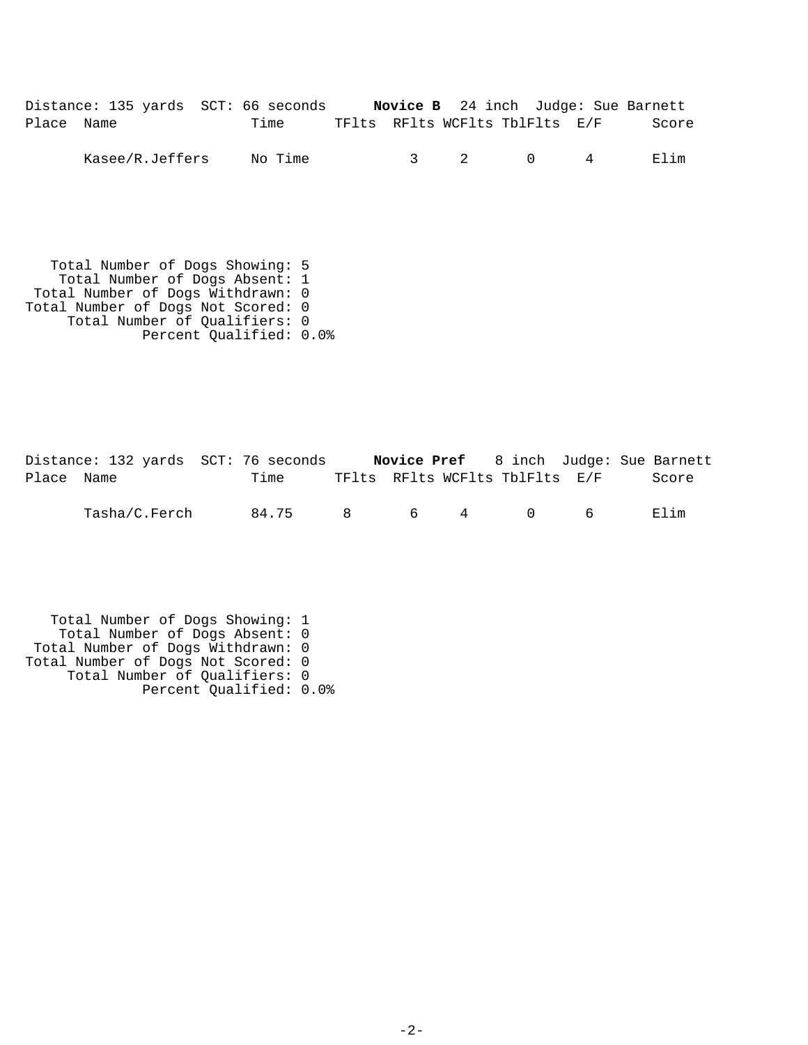Distance: 135 yards SCT: 66 seconds **Novice B** 24 inch Judge: Sue Barnett

| Place | Name | Time | TFlts | RFlts | WCFlts | TblFlts | E/F | Score |
|---|---|---|---|---|---|---|---|---|
| | Kasee/R.Jeffers | No Time | | 3 | 2 | 0 | 4 | Elim |

Total Number of Dogs Showing: 5
Total Number of Dogs Absent: 1
Total Number of Dogs Withdrawn: 0
Total Number of Dogs Not Scored: 0
Total Number of Qualifiers: 0
Percent Qualified: 0.0%

Distance: 132 yards SCT: 76 seconds **Novice Pref** 8 inch Judge: Sue Barnett

| Place | Name | Time | TFlts | RFlts | WCFlts | TblFlts | E/F | Score |
|---|---|---|---|---|---|---|---|---|
| | Tasha/C.Ferch | 84.75 | 8 | 6 | 4 | 0 | 6 | Elim |

Total Number of Dogs Showing: 1
Total Number of Dogs Absent: 0
Total Number of Dogs Withdrawn: 0
Total Number of Dogs Not Scored: 0
Total Number of Qualifiers: 0
Percent Qualified: 0.0%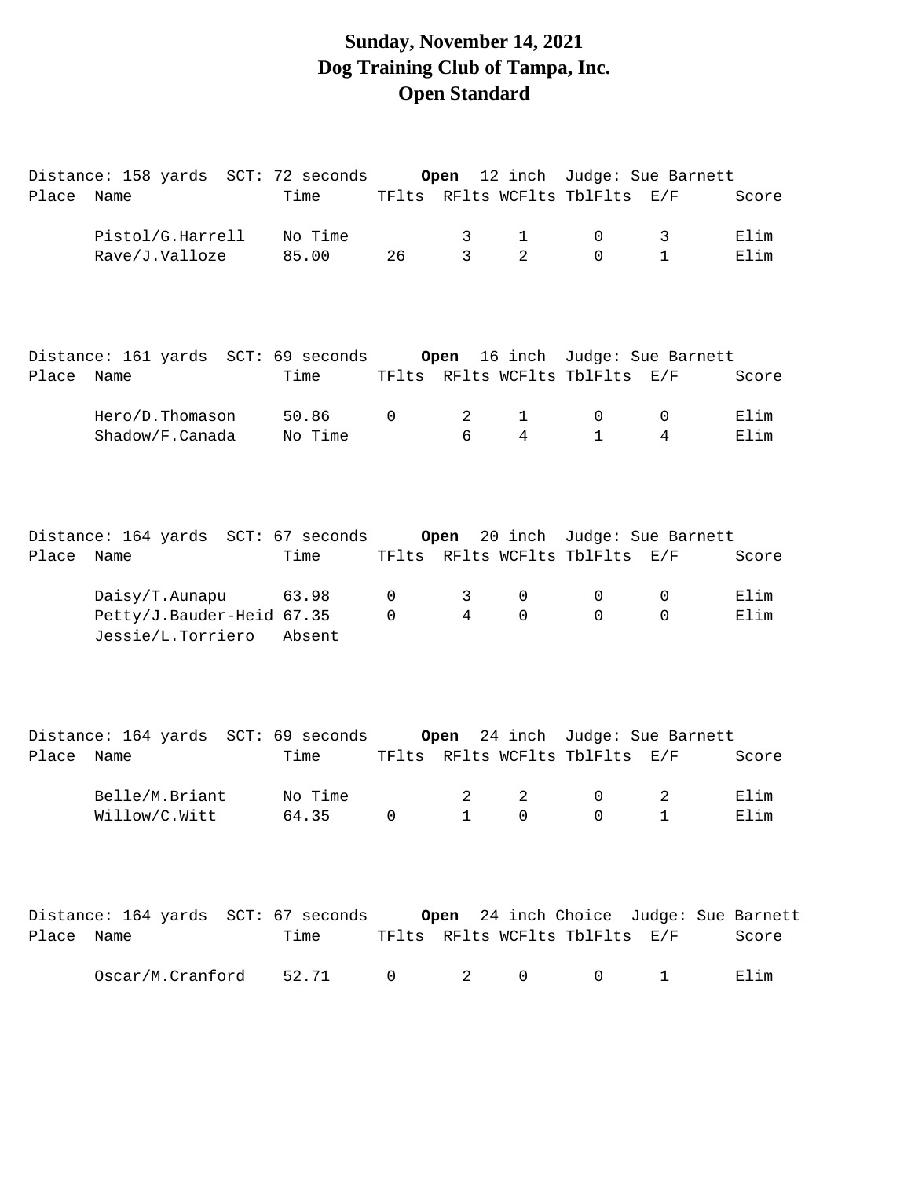# Sunday, November 14, 2021
# Dog Training Club of Tampa, Inc.
# Open Standard

Distance: 158 yards SCT: 72 seconds **Open** 12 inch Judge: Sue Barnett

| Place | Name | Time | TFlts | RFlts | WCFlts | TblFlts | E/F | Score |
|---|---|---|---|---|---|---|---|---|
| | Pistol/G.Harrell | No Time | | 3 | 1 | 0 | 3 | Elim |
| | Rave/J.Valloze | 85.00 | 26 | 3 | 2 | 0 | 1 | Elim |

Distance: 161 yards SCT: 69 seconds **Open** 16 inch Judge: Sue Barnett

| Place | Name | Time | TFlts | RFlts | WCFlts | TblFlts | E/F | Score |
|---|---|---|---|---|---|---|---|---|
| | Hero/D.Thomason | 50.86 | 0 | 2 | 1 | 0 | 0 | Elim |
| | Shadow/F.Canada | No Time | | 6 | 4 | 1 | 4 | Elim |

Distance: 164 yards SCT: 67 seconds **Open** 20 inch Judge: Sue Barnett

| Place | Name | Time | TFlts | RFlts | WCFlts | TblFlts | E/F | Score |
|---|---|---|---|---|---|---|---|---|
| | Daisy/T.Aunapu | 63.98 | 0 | 3 | 0 | 0 | 0 | Elim |
| | Petty/J.Bauder-Heid | 67.35 | 0 | 4 | 0 | 0 | 0 | Elim |
| | Jessie/L.Torriero | Absent | | | | | | |

Distance: 164 yards SCT: 69 seconds **Open** 24 inch Judge: Sue Barnett

| Place | Name | Time | TFlts | RFlts | WCFlts | TblFlts | E/F | Score |
|---|---|---|---|---|---|---|---|---|
| | Belle/M.Briant | No Time | | 2 | 2 | 0 | 2 | Elim |
| | Willow/C.Witt | 64.35 | 0 | 1 | 0 | 0 | 1 | Elim |

Distance: 164 yards SCT: 67 seconds **Open** 24 inch Choice Judge: Sue Barnett

| Place | Name | Time | TFlts | RFlts | WCFlts | TblFlts | E/F | Score |
|---|---|---|---|---|---|---|---|---|
| | Oscar/M.Cranford | 52.71 | 0 | 2 | 0 | 0 | 1 | Elim |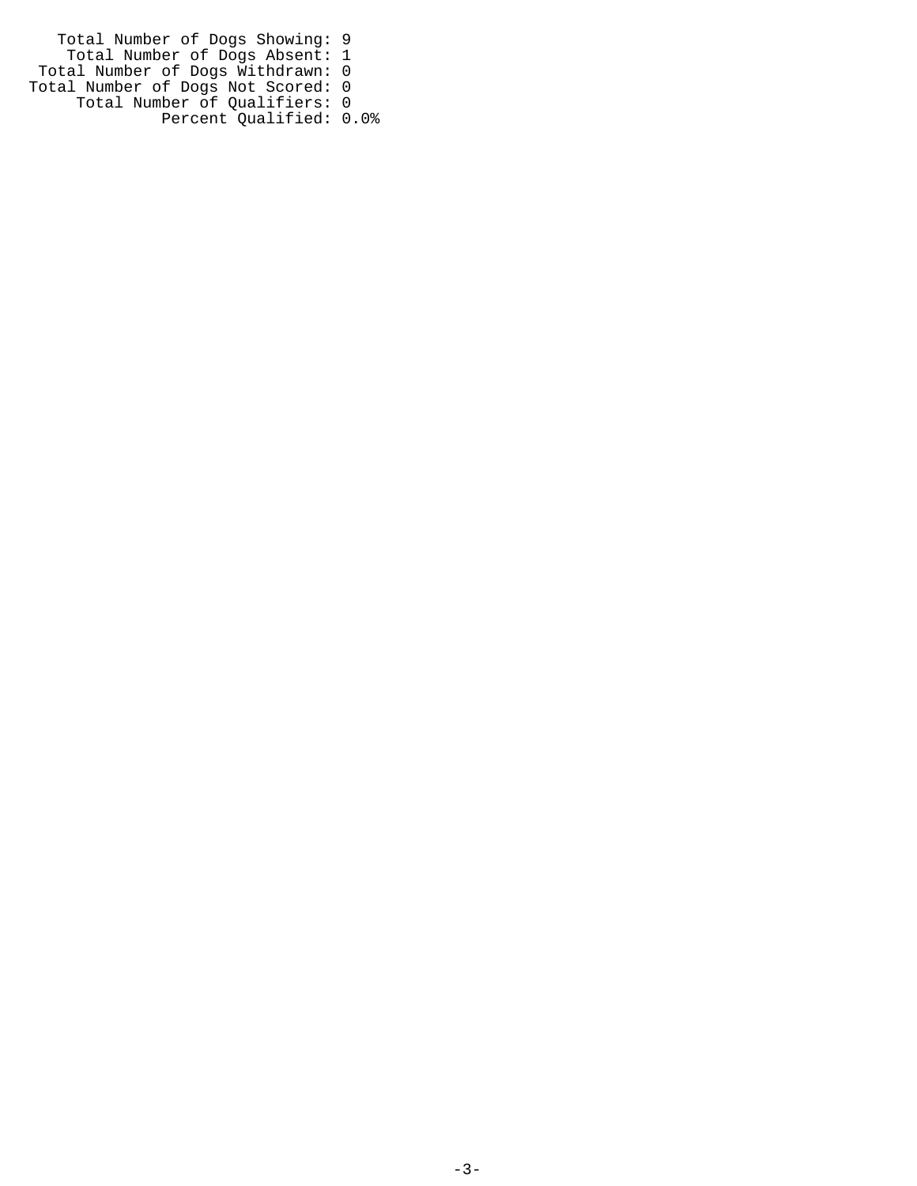Total Number of Dogs Showing: 9
Total Number of Dogs Absent: 1
Total Number of Dogs Withdrawn: 0
Total Number of Dogs Not Scored: 0
Total Number of Qualifiers: 0
Percent Qualified: 0.0%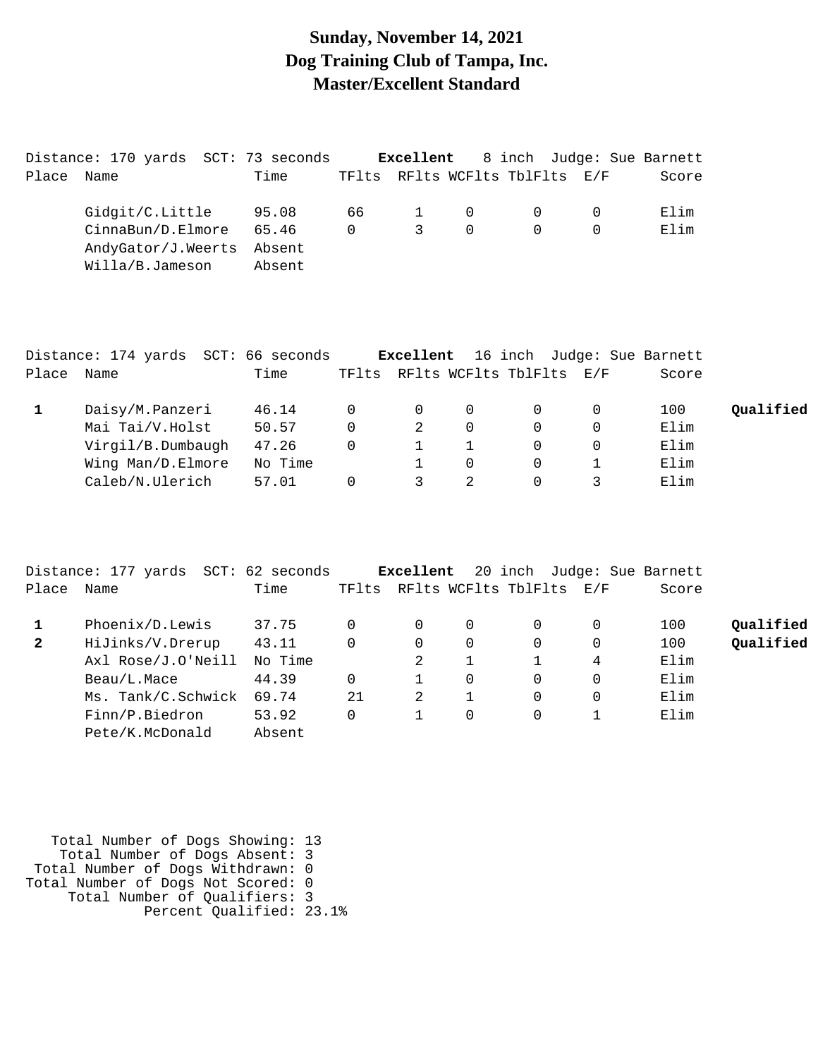# Sunday, November 14, 2021
# Dog Training Club of Tampa, Inc.
# Master/Excellent Standard

Distance: 170 yards SCT: 73 seconds **Excellent** 8 inch Judge: Sue Barnett

| Place | Name | Time | TFlts | RFlts | WCFlts | TblFlts | E/F | Score | |
|---|---|---|---|---|---|---|---|---|---|
| | Gidgit/C.Little | 95.08 | 66 | 1 | 0 | 0 | 0 | Elim | |
| | CinnaBun/D.Elmore | 65.46 | 0 | 3 | 0 | 0 | 0 | Elim | |
| | AndyGator/J.Weerts | Absent | | | | | | | |
| | Willa/B.Jameson | Absent | | | | | | | |

Distance: 174 yards SCT: 66 seconds **Excellent** 16 inch Judge: Sue Barnett

| Place | Name | Time | TFlts | RFlts | WCFlts | TblFlts | E/F | Score | |
|---|---|---|---|---|---|---|---|---|---|
| **1** | Daisy/M.Panzeri | 46.14 | 0 | 0 | 0 | 0 | 0 | 100 | **Qualified** |
| | Mai Tai/V.Holst | 50.57 | 0 | 2 | 0 | 0 | 0 | Elim | |
| | Virgil/B.Dumbaugh | 47.26 | 0 | 1 | 1 | 0 | 0 | Elim | |
| | Wing Man/D.Elmore | No Time | | 1 | 0 | 0 | 1 | Elim | |
| | Caleb/N.Ulerich | 57.01 | 0 | 3 | 2 | 0 | 3 | Elim | |

Distance: 177 yards SCT: 62 seconds **Excellent** 20 inch Judge: Sue Barnett

| Place | Name | Time | TFlts | RFlts | WCFlts | TblFlts | E/F | Score | |
|---|---|---|---|---|---|---|---|---|---|
| **1** | Phoenix/D.Lewis | 37.75 | 0 | 0 | 0 | 0 | 0 | 100 | **Qualified** |
| **2** | HiJinks/V.Drerup | 43.11 | 0 | 0 | 0 | 0 | 0 | 100 | **Qualified** |
| | Axl Rose/J.O'Neill | No Time | | 2 | 1 | 1 | 4 | Elim | |
| | Beau/L.Mace | 44.39 | 0 | 1 | 0 | 0 | 0 | Elim | |
| | Ms. Tank/C.Schwick | 69.74 | 21 | 2 | 1 | 0 | 0 | Elim | |
| | Finn/P.Biedron | 53.92 | 0 | 1 | 0 | 0 | 1 | Elim | |
| | Pete/K.McDonald | Absent | | | | | | | |

Total Number of Dogs Showing: 13
Total Number of Dogs Absent: 3
Total Number of Dogs Withdrawn: 0
Total Number of Dogs Not Scored: 0
Total Number of Qualifiers: 3
Percent Qualified: 23.1%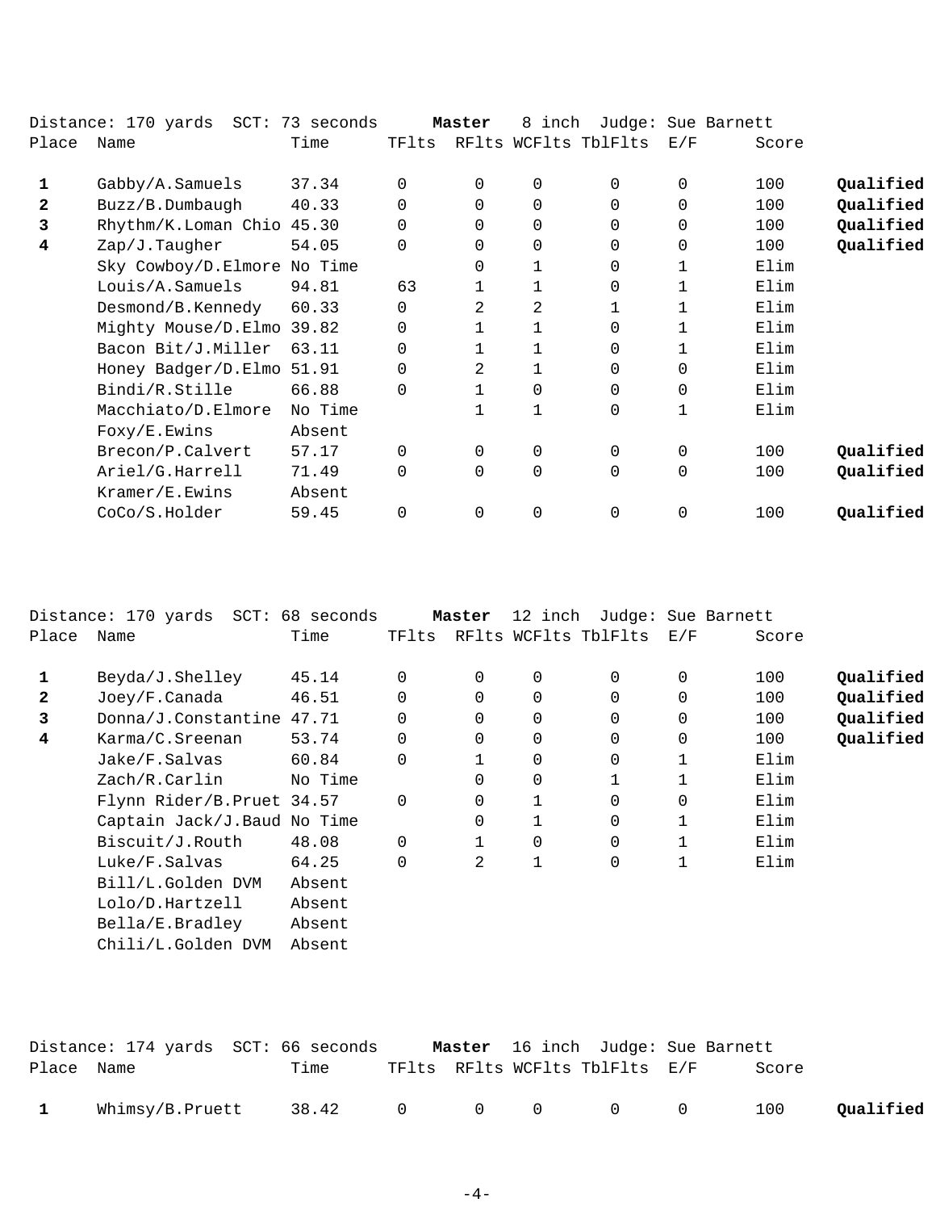Distance: 170 yards SCT: 73 seconds **Master** 8 inch Judge: Sue Barnett

| Place | Name | Time | TFlts | RFlts | WCFlts | TblFlts | E/F | Score | |
|---|---|---|---|---|---|---|---|---|---|
| **1** | Gabby/A.Samuels | 37.34 | 0 | 0 | 0 | 0 | 0 | 100 | **Qualified** |
| **2** | Buzz/B.Dumbaugh | 40.33 | 0 | 0 | 0 | 0 | 0 | 100 | **Qualified** |
| **3** | Rhythm/K.Loman Chio | 45.30 | 0 | 0 | 0 | 0 | 0 | 100 | **Qualified** |
| **4** | Zap/J.Taugher | 54.05 | 0 | 0 | 0 | 0 | 0 | 100 | **Qualified** |
| | Sky Cowboy/D.Elmore | No Time | | 0 | 1 | 0 | 1 | Elim | |
| | Louis/A.Samuels | 94.81 | 63 | 1 | 1 | 0 | 1 | Elim | |
| | Desmond/B.Kennedy | 60.33 | 0 | 2 | 2 | 1 | 1 | Elim | |
| | Mighty Mouse/D.Elmo | 39.82 | 0 | 1 | 1 | 0 | 1 | Elim | |
| | Bacon Bit/J.Miller | 63.11 | 0 | 1 | 1 | 0 | 1 | Elim | |
| | Honey Badger/D.Elmo | 51.91 | 0 | 2 | 1 | 0 | 0 | Elim | |
| | Bindi/R.Stille | 66.88 | 0 | 1 | 0 | 0 | 0 | Elim | |
| | Macchiato/D.Elmore | No Time | | 1 | 1 | 0 | 1 | Elim | |
| | Foxy/E.Ewins | Absent | | | | | | | |
| | Brecon/P.Calvert | 57.17 | 0 | 0 | 0 | 0 | 0 | 100 | **Qualified** |
| | Ariel/G.Harrell | 71.49 | 0 | 0 | 0 | 0 | 0 | 100 | **Qualified** |
| | Kramer/E.Ewins | Absent | | | | | | | |
| | CoCo/S.Holder | 59.45 | 0 | 0 | 0 | 0 | 0 | 100 | **Qualified** |

Distance: 170 yards SCT: 68 seconds **Master** 12 inch Judge: Sue Barnett

| Place | Name | Time | TFlts | RFlts | WCFlts | TblFlts | E/F | Score | |
|---|---|---|---|---|---|---|---|---|---|
| **1** | Beyda/J.Shelley | 45.14 | 0 | 0 | 0 | 0 | 0 | 100 | **Qualified** |
| **2** | Joey/F.Canada | 46.51 | 0 | 0 | 0 | 0 | 0 | 100 | **Qualified** |
| **3** | Donna/J.Constantine | 47.71 | 0 | 0 | 0 | 0 | 0 | 100 | **Qualified** |
| **4** | Karma/C.Sreenan | 53.74 | 0 | 0 | 0 | 0 | 0 | 100 | **Qualified** |
| | Jake/F.Salvas | 60.84 | 0 | 1 | 0 | 0 | 1 | Elim | |
| | Zach/R.Carlin | No Time | | 0 | 0 | 1 | 1 | Elim | |
| | Flynn Rider/B.Pruet | 34.57 | 0 | 0 | 1 | 0 | 0 | Elim | |
| | Captain Jack/J.Baud | No Time | | 0 | 1 | 0 | 1 | Elim | |
| | Biscuit/J.Routh | 48.08 | 0 | 1 | 0 | 0 | 1 | Elim | |
| | Luke/F.Salvas | 64.25 | 0 | 2 | 1 | 0 | 1 | Elim | |
| | Bill/L.Golden DVM | Absent | | | | | | | |
| | Lolo/D.Hartzell | Absent | | | | | | | |
| | Bella/E.Bradley | Absent | | | | | | | |
| | Chili/L.Golden DVM | Absent | | | | | | | |

Distance: 174 yards SCT: 66 seconds **Master** 16 inch Judge: Sue Barnett

| Place | Name | Time | TFlts | RFlts | WCFlts | TblFlts | E/F | Score | |
|---|---|---|---|---|---|---|---|---|---|
| **1** | Whimsy/B.Pruett | 38.42 | 0 | 0 | 0 | 0 | 0 | 100 | **Qualified** |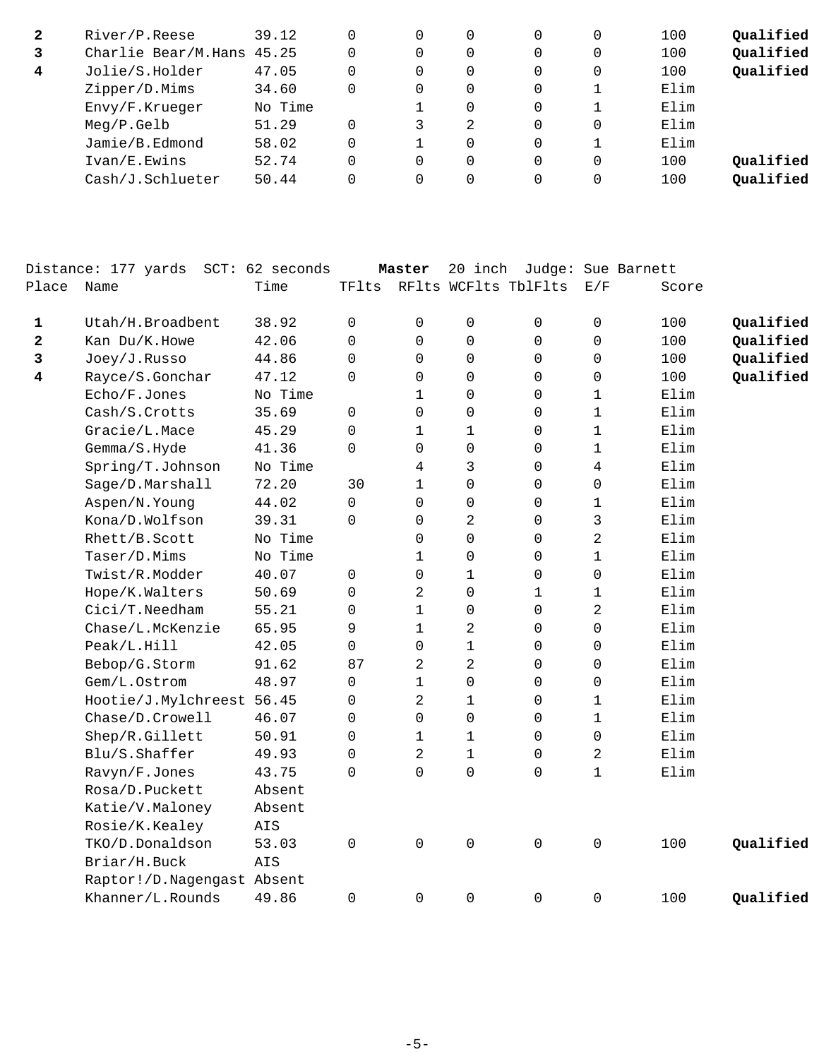| | | | | | | | | | |
|---|---|---|---|---|---|---|---|---|---|
| **2** | River/P.Reese | 39.12 | 0 | 0 | 0 | 0 | 0 | 100 | **Qualified** |
| **3** | Charlie Bear/M.Hans | 45.25 | 0 | 0 | 0 | 0 | 0 | 100 | **Qualified** |
| **4** | Jolie/S.Holder | 47.05 | 0 | 0 | 0 | 0 | 0 | 100 | **Qualified** |
| | Zipper/D.Mims | 34.60 | 0 | 0 | 0 | 0 | 1 | Elim | |
| | Envy/F.Krueger | No Time | | 1 | 0 | 0 | 1 | Elim | |
| | Meg/P.Gelb | 51.29 | 0 | 3 | 2 | 0 | 0 | Elim | |
| | Jamie/B.Edmond | 58.02 | 0 | 1 | 0 | 0 | 1 | Elim | |
| | Ivan/E.Ewins | 52.74 | 0 | 0 | 0 | 0 | 0 | 100 | **Qualified** |
| | Cash/J.Schlueter | 50.44 | 0 | 0 | 0 | 0 | 0 | 100 | **Qualified** |

Distance: 177 yards SCT: 62 seconds **Master** 20 inch Judge: Sue Barnett

| Place | Name | Time | TFlts | RFlts | WCFlts | TblFlts | E/F | Score | |
|---|---|---|---|---|---|---|---|---|---|
| **1** | Utah/H.Broadbent | 38.92 | 0 | 0 | 0 | 0 | 0 | 100 | **Qualified** |
| **2** | Kan Du/K.Howe | 42.06 | 0 | 0 | 0 | 0 | 0 | 100 | **Qualified** |
| **3** | Joey/J.Russo | 44.86 | 0 | 0 | 0 | 0 | 0 | 100 | **Qualified** |
| **4** | Rayce/S.Gonchar | 47.12 | 0 | 0 | 0 | 0 | 0 | 100 | **Qualified** |
| | Echo/F.Jones | No Time | | 1 | 0 | 0 | 1 | Elim | |
| | Cash/S.Crotts | 35.69 | 0 | 0 | 0 | 0 | 1 | Elim | |
| | Gracie/L.Mace | 45.29 | 0 | 1 | 1 | 0 | 1 | Elim | |
| | Gemma/S.Hyde | 41.36 | 0 | 0 | 0 | 0 | 1 | Elim | |
| | Spring/T.Johnson | No Time | | 4 | 3 | 0 | 4 | Elim | |
| | Sage/D.Marshall | 72.20 | 30 | 1 | 0 | 0 | 0 | Elim | |
| | Aspen/N.Young | 44.02 | 0 | 0 | 0 | 0 | 1 | Elim | |
| | Kona/D.Wolfson | 39.31 | 0 | 0 | 2 | 0 | 3 | Elim | |
| | Rhett/B.Scott | No Time | | 0 | 0 | 0 | 2 | Elim | |
| | Taser/D.Mims | No Time | | 1 | 0 | 0 | 1 | Elim | |
| | Twist/R.Modder | 40.07 | 0 | 0 | 1 | 0 | 0 | Elim | |
| | Hope/K.Walters | 50.69 | 0 | 2 | 0 | 1 | 1 | Elim | |
| | Cici/T.Needham | 55.21 | 0 | 1 | 0 | 0 | 2 | Elim | |
| | Chase/L.McKenzie | 65.95 | 9 | 1 | 2 | 0 | 0 | Elim | |
| | Peak/L.Hill | 42.05 | 0 | 0 | 1 | 0 | 0 | Elim | |
| | Bebop/G.Storm | 91.62 | 87 | 2 | 2 | 0 | 0 | Elim | |
| | Gem/L.Ostrom | 48.97 | 0 | 1 | 0 | 0 | 0 | Elim | |
| | Hootie/J.Mylchreest | 56.45 | 0 | 2 | 1 | 0 | 1 | Elim | |
| | Chase/D.Crowell | 46.07 | 0 | 0 | 0 | 0 | 1 | Elim | |
| | Shep/R.Gillett | 50.91 | 0 | 1 | 1 | 0 | 0 | Elim | |
| | Blu/S.Shaffer | 49.93 | 0 | 2 | 1 | 0 | 2 | Elim | |
| | Ravyn/F.Jones | 43.75 | 0 | 0 | 0 | 0 | 1 | Elim | |
| | Rosa/D.Puckett | Absent | | | | | | | |
| | Katie/V.Maloney | Absent | | | | | | | |
| | Rosie/K.Kealey | AIS | | | | | | | |
| | TKO/D.Donaldson | 53.03 | 0 | 0 | 0 | 0 | 0 | 100 | **Qualified** |
| | Briar/H.Buck | AIS | | | | | | | |
| | Raptor!/D.Nagengast | Absent | | | | | | | |
| | Khanner/L.Rounds | 49.86 | 0 | 0 | 0 | 0 | 0 | 100 | **Qualified** |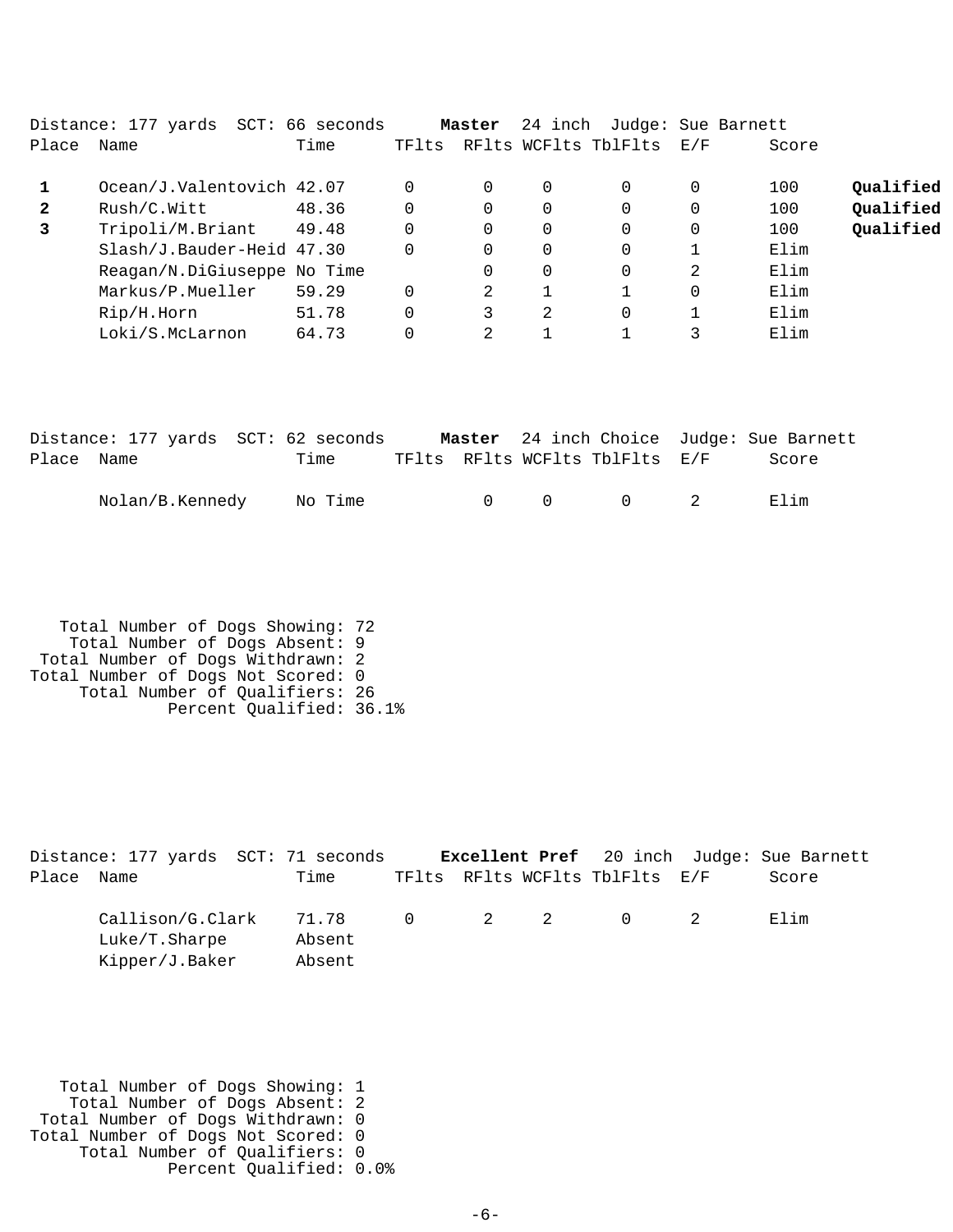Distance: 177 yards  SCT: 66 seconds  **Master**  24 inch  Judge: Sue Barnett

| Place | Name | Time | TFlts | RFlts | WCFlts | TblFlts | E/F | Score | |
|---|---|---|---|---|---|---|---|---|---|
| **1** | Ocean/J.Valentovich | 42.07 | 0 | 0 | 0 | 0 | 0 | 100 | **Qualified** |
| **2** | Rush/C.Witt | 48.36 | 0 | 0 | 0 | 0 | 0 | 100 | **Qualified** |
| **3** | Tripoli/M.Briant | 49.48 | 0 | 0 | 0 | 0 | 0 | 100 | **Qualified** |
| | Slash/J.Bauder-Heid | 47.30 | 0 | 0 | 0 | 0 | 1 | Elim | |
| | Reagan/N.DiGiuseppe | No Time | | 0 | 0 | 0 | 2 | Elim | |
| | Markus/P.Mueller | 59.29 | 0 | 2 | 1 | 1 | 0 | Elim | |
| | Rip/H.Horn | 51.78 | 0 | 3 | 2 | 0 | 1 | Elim | |
| | Loki/S.McLarnon | 64.73 | 0 | 2 | 1 | 1 | 3 | Elim | |

Distance: 177 yards  SCT: 62 seconds  **Master**  24 inch Choice  Judge: Sue Barnett

| Place | Name | Time | TFlts | RFlts | WCFlts | TblFlts | E/F | Score |
|---|---|---|---|---|---|---|---|---|
| | Nolan/B.Kennedy | No Time | | 0 | 0 | 0 | 2 | Elim |

Total Number of Dogs Showing: 72
Total Number of Dogs Absent: 9
Total Number of Dogs Withdrawn: 2
Total Number of Dogs Not Scored: 0
Total Number of Qualifiers: 26
Percent Qualified: 36.1%

Distance: 177 yards  SCT: 71 seconds  **Excellent Pref**  20 inch  Judge: Sue Barnett

| Place | Name | Time | TFlts | RFlts | WCFlts | TblFlts | E/F | Score |
|---|---|---|---|---|---|---|---|---|
| | Callison/G.Clark | 71.78 | 0 | 2 | 2 | 0 | 2 | Elim |
| | Luke/T.Sharpe | Absent | | | | | | |
| | Kipper/J.Baker | Absent | | | | | | |

Total Number of Dogs Showing: 1
Total Number of Dogs Absent: 2
Total Number of Dogs Withdrawn: 0
Total Number of Dogs Not Scored: 0
Total Number of Qualifiers: 0
Percent Qualified: 0.0%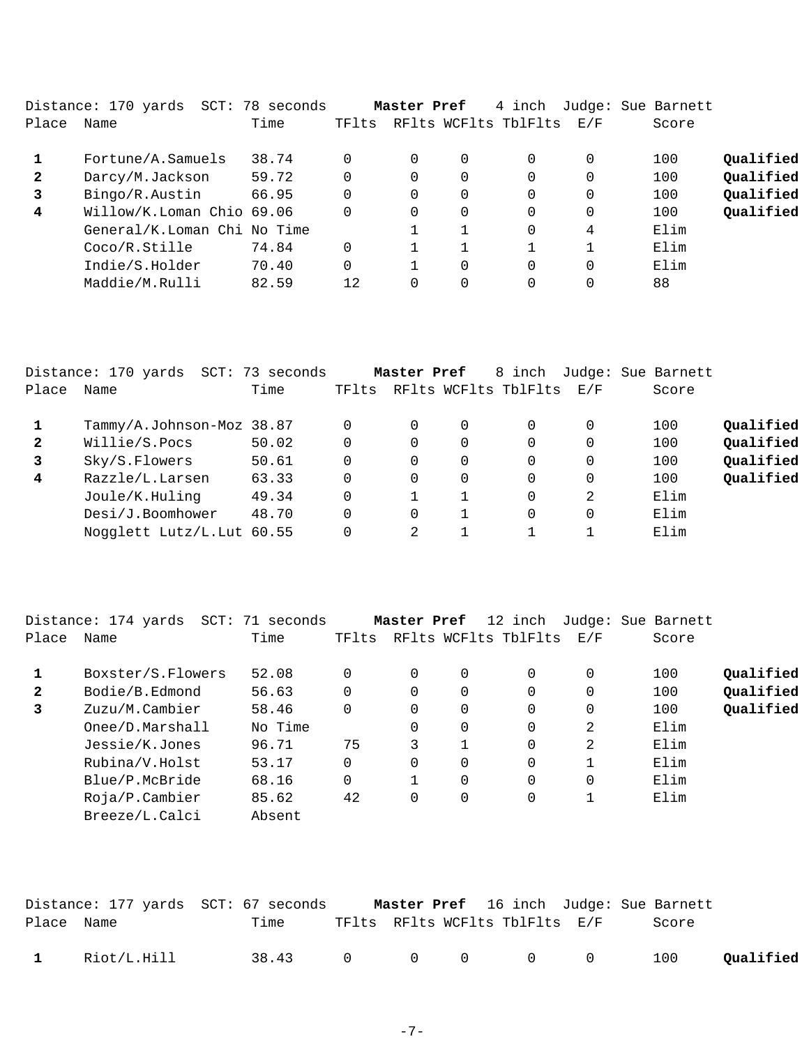Distance: 170 yards SCT: 78 seconds **Master Pref** 4 inch Judge: Sue Barnett

| Place | Name | Time | TFlts | RFlts | WCFlts | TblFlts | E/F | Score | |
|---|---|---|---|---|---|---|---|---|---|
| **1** | Fortune/A.Samuels | 38.74 | 0 | 0 | 0 | 0 | 0 | 100 | **Qualified** |
| **2** | Darcy/M.Jackson | 59.72 | 0 | 0 | 0 | 0 | 0 | 100 | **Qualified** |
| **3** | Bingo/R.Austin | 66.95 | 0 | 0 | 0 | 0 | 0 | 100 | **Qualified** |
| **4** | Willow/K.Loman Chio | 69.06 | 0 | 0 | 0 | 0 | 0 | 100 | **Qualified** |
| | General/K.Loman Chi | No Time | | 1 | 1 | 0 | 4 | Elim | |
| | Coco/R.Stille | 74.84 | 0 | 1 | 1 | 1 | 1 | Elim | |
| | Indie/S.Holder | 70.40 | 0 | 1 | 0 | 0 | 0 | Elim | |
| | Maddie/M.Rulli | 82.59 | 12 | 0 | 0 | 0 | 0 | 88 | |

Distance: 170 yards SCT: 73 seconds **Master Pref** 8 inch Judge: Sue Barnett

| Place | Name | Time | TFlts | RFlts | WCFlts | TblFlts | E/F | Score | |
|---|---|---|---|---|---|---|---|---|---|
| **1** | Tammy/A.Johnson-Moz | 38.87 | 0 | 0 | 0 | 0 | 0 | 100 | **Qualified** |
| **2** | Willie/S.Pocs | 50.02 | 0 | 0 | 0 | 0 | 0 | 100 | **Qualified** |
| **3** | Sky/S.Flowers | 50.61 | 0 | 0 | 0 | 0 | 0 | 100 | **Qualified** |
| **4** | Razzle/L.Larsen | 63.33 | 0 | 0 | 0 | 0 | 0 | 100 | **Qualified** |
| | Joule/K.Huling | 49.34 | 0 | 1 | 1 | 0 | 2 | Elim | |
| | Desi/J.Boomhower | 48.70 | 0 | 0 | 1 | 0 | 0 | Elim | |
| | Nogglett Lutz/L.Lut | 60.55 | 0 | 2 | 1 | 1 | 1 | Elim | |

Distance: 174 yards SCT: 71 seconds **Master Pref** 12 inch Judge: Sue Barnett

| Place | Name | Time | TFlts | RFlts | WCFlts | TblFlts | E/F | Score | |
|---|---|---|---|---|---|---|---|---|---|
| **1** | Boxster/S.Flowers | 52.08 | 0 | 0 | 0 | 0 | 0 | 100 | **Qualified** |
| **2** | Bodie/B.Edmond | 56.63 | 0 | 0 | 0 | 0 | 0 | 100 | **Qualified** |
| **3** | Zuzu/M.Cambier | 58.46 | 0 | 0 | 0 | 0 | 0 | 100 | **Qualified** |
| | Onee/D.Marshall | No Time | | 0 | 0 | 0 | 2 | Elim | |
| | Jessie/K.Jones | 96.71 | 75 | 3 | 1 | 0 | 2 | Elim | |
| | Rubina/V.Holst | 53.17 | 0 | 0 | 0 | 0 | 1 | Elim | |
| | Blue/P.McBride | 68.16 | 0 | 1 | 0 | 0 | 0 | Elim | |
| | Roja/P.Cambier | 85.62 | 42 | 0 | 0 | 0 | 1 | Elim | |
| | Breeze/L.Calci | Absent | | | | | | | |

Distance: 177 yards SCT: 67 seconds **Master Pref** 16 inch Judge: Sue Barnett

| Place | Name | Time | TFlts | RFlts | WCFlts | TblFlts | E/F | Score | |
|---|---|---|---|---|---|---|---|---|---|
| **1** | Riot/L.Hill | 38.43 | 0 | 0 | 0 | 0 | 0 | 100 | **Qualified** |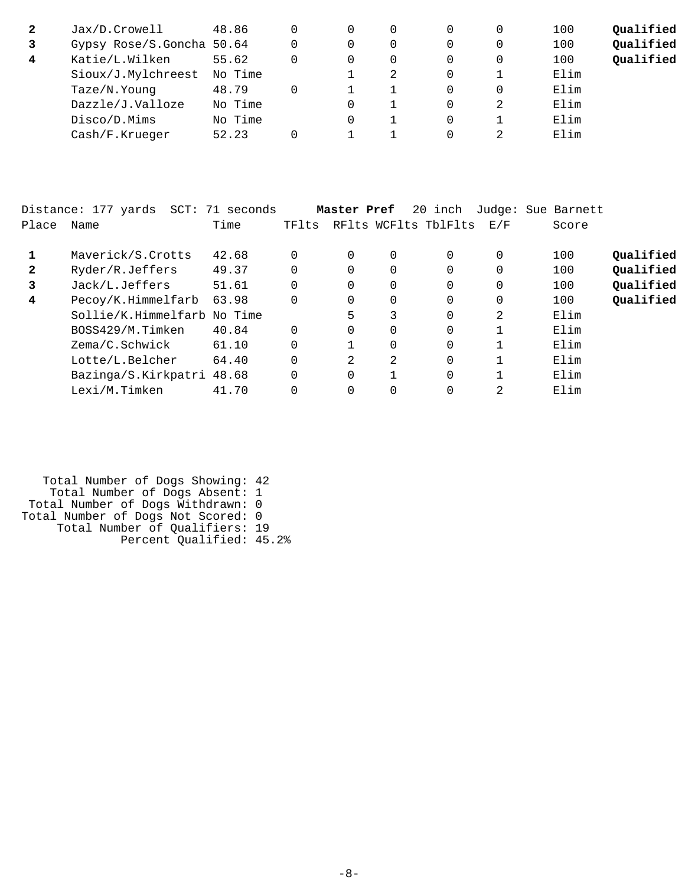| | | | | | | | | | |
|---|---|---|---|---|---|---|---|---|---|
| **2** | Jax/D.Crowell | 48.86 | 0 | 0 | 0 | 0 | 0 | 100 | **Qualified** |
| **3** | Gypsy Rose/S.Goncha | 50.64 | 0 | 0 | 0 | 0 | 0 | 100 | **Qualified** |
| **4** | Katie/L.Wilken | 55.62 | 0 | 0 | 0 | 0 | 0 | 100 | **Qualified** |
| | Sioux/J.Mylchreest | No Time | | 1 | 2 | 0 | 1 | Elim | |
| | Taze/N.Young | 48.79 | 0 | 1 | 1 | 0 | 0 | Elim | |
| | Dazzle/J.Valloze | No Time | | 0 | 1 | 0 | 2 | Elim | |
| | Disco/D.Mims | No Time | | 0 | 1 | 0 | 1 | Elim | |
| | Cash/F.Krueger | 52.23 | 0 | 1 | 1 | 0 | 2 | Elim | |

Distance: 177 yards SCT: 71 seconds **Master Pref** 20 inch Judge: Sue Barnett

| Place | Name | Time | TFlts | RFlts | WCFlts | TblFlts | E/F | Score | |
|---|---|---|---|---|---|---|---|---|---|
| **1** | Maverick/S.Crotts | 42.68 | 0 | 0 | 0 | 0 | 0 | 100 | **Qualified** |
| **2** | Ryder/R.Jeffers | 49.37 | 0 | 0 | 0 | 0 | 0 | 100 | **Qualified** |
| **3** | Jack/L.Jeffers | 51.61 | 0 | 0 | 0 | 0 | 0 | 100 | **Qualified** |
| **4** | Pecoy/K.Himmelfarb | 63.98 | 0 | 0 | 0 | 0 | 0 | 100 | **Qualified** |
| | Sollie/K.Himmelfarb | No Time | | 5 | 3 | 0 | 2 | Elim | |
| | BOSS429/M.Timken | 40.84 | 0 | 0 | 0 | 0 | 1 | Elim | |
| | Zema/C.Schwick | 61.10 | 0 | 1 | 0 | 0 | 1 | Elim | |
| | Lotte/L.Belcher | 64.40 | 0 | 2 | 2 | 0 | 1 | Elim | |
| | Bazinga/S.Kirkpatri | 48.68 | 0 | 0 | 1 | 0 | 1 | Elim | |
| | Lexi/M.Timken | 41.70 | 0 | 0 | 0 | 0 | 2 | Elim | |

Total Number of Dogs Showing: 42
Total Number of Dogs Absent: 1
Total Number of Dogs Withdrawn: 0
Total Number of Dogs Not Scored: 0
Total Number of Qualifiers: 19
Percent Qualified: 45.2%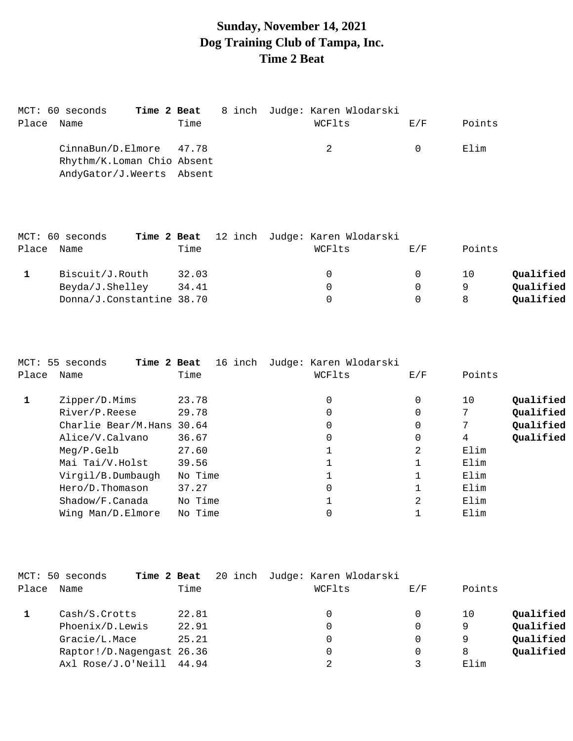# Sunday, November 14, 2021
# Dog Training Club of Tampa, Inc.
# Time 2 Beat

MCT: 60 seconds **Time 2 Beat** 8 inch Judge: Karen Wlodarski

| Place | Name | Time | WCFlts | E/F | Points | |
|---|---|---|---|---|---|---|
| | CinnaBun/D.Elmore | 47.78 | 2 | 0 | Elim | |
| | Rhythm/K.Loman Chio | Absent | | | | |
| | AndyGator/J.Weerts | Absent | | | | |

MCT: 60 seconds **Time 2 Beat** 12 inch Judge: Karen Wlodarski

| Place | Name | Time | WCFlts | E/F | Points | |
|---|---|---|---|---|---|---|
| **1** | Biscuit/J.Routh | 32.03 | 0 | 0 | 10 | **Qualified** |
| | Beyda/J.Shelley | 34.41 | 0 | 0 | 9 | **Qualified** |
| | Donna/J.Constantine | 38.70 | 0 | 0 | 8 | **Qualified** |

MCT: 55 seconds **Time 2 Beat** 16 inch Judge: Karen Wlodarski

| Place | Name | Time | WCFlts | E/F | Points | |
|---|---|---|---|---|---|---|
| **1** | Zipper/D.Mims | 23.78 | 0 | 0 | 10 | **Qualified** |
| | River/P.Reese | 29.78 | 0 | 0 | 7 | **Qualified** |
| | Charlie Bear/M.Hans | 30.64 | 0 | 0 | 7 | **Qualified** |
| | Alice/V.Calvano | 36.67 | 0 | 0 | 4 | **Qualified** |
| | Meg/P.Gelb | 27.60 | 1 | 2 | Elim | |
| | Mai Tai/V.Holst | 39.56 | 1 | 1 | Elim | |
| | Virgil/B.Dumbaugh | No Time | 1 | 1 | Elim | |
| | Hero/D.Thomason | 37.27 | 0 | 1 | Elim | |
| | Shadow/F.Canada | No Time | 1 | 2 | Elim | |
| | Wing Man/D.Elmore | No Time | 0 | 1 | Elim | |

MCT: 50 seconds **Time 2 Beat** 20 inch Judge: Karen Wlodarski

| Place | Name | Time | WCFlts | E/F | Points | |
|---|---|---|---|---|---|---|
| **1** | Cash/S.Crotts | 22.81 | 0 | 0 | 10 | **Qualified** |
| | Phoenix/D.Lewis | 22.91 | 0 | 0 | 9 | **Qualified** |
| | Gracie/L.Mace | 25.21 | 0 | 0 | 9 | **Qualified** |
| | Raptor!/D.Nagengast | 26.36 | 0 | 0 | 8 | **Qualified** |
| | Axl Rose/J.O'Neill | 44.94 | 2 | 3 | Elim | |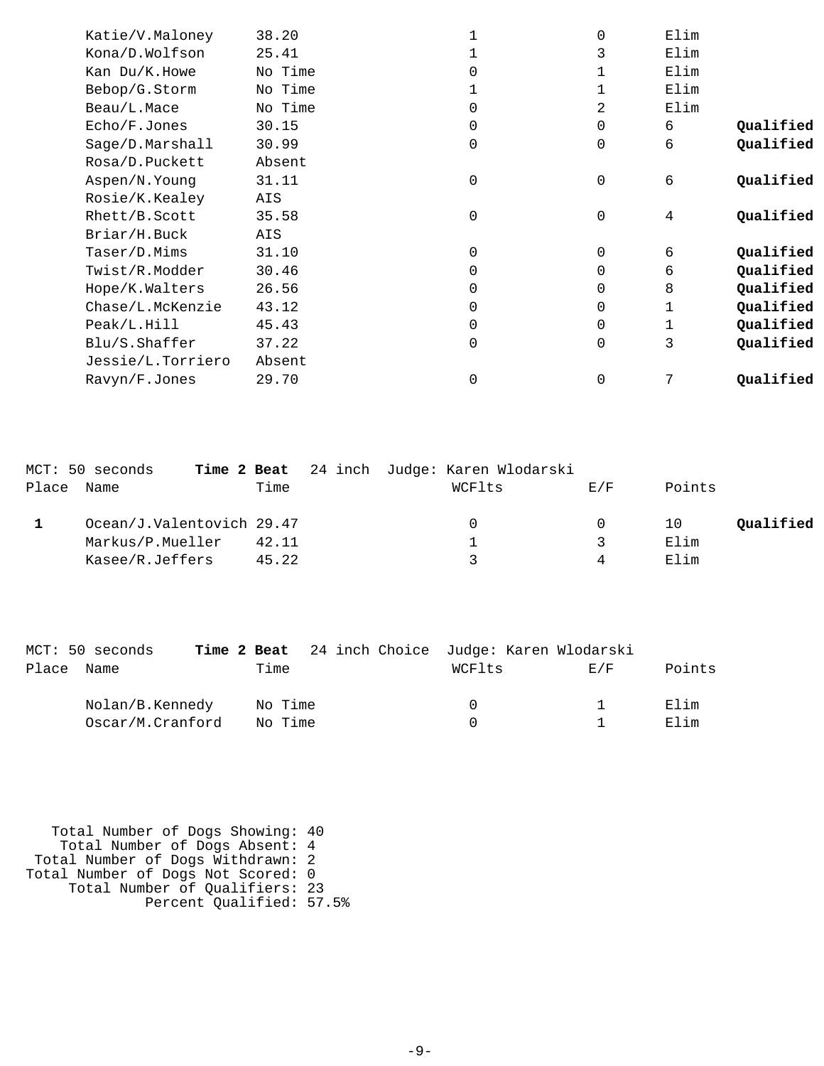| Place | Name | Time | WCFlts | E/F | Points | |
|---|---|---|---|---|---|---|
| | Katie/V.Maloney | 38.20 | 1 | 0 | Elim | |
| | Kona/D.Wolfson | 25.41 | 1 | 3 | Elim | |
| | Kan Du/K.Howe | No Time | 0 | 1 | Elim | |
| | Bebop/G.Storm | No Time | 1 | 1 | Elim | |
| | Beau/L.Mace | No Time | 0 | 2 | Elim | |
| | Echo/F.Jones | 30.15 | 0 | 0 | 6 | **Qualified** |
| | Sage/D.Marshall | 30.99 | 0 | 0 | 6 | **Qualified** |
| | Rosa/D.Puckett | Absent | | | | |
| | Aspen/N.Young | 31.11 | 0 | 0 | 6 | **Qualified** |
| | Rosie/K.Kealey | AIS | | | | |
| | Rhett/B.Scott | 35.58 | 0 | 0 | 4 | **Qualified** |
| | Briar/H.Buck | AIS | | | | |
| | Taser/D.Mims | 31.10 | 0 | 0 | 6 | **Qualified** |
| | Twist/R.Modder | 30.46 | 0 | 0 | 6 | **Qualified** |
| | Hope/K.Walters | 26.56 | 0 | 0 | 8 | **Qualified** |
| | Chase/L.McKenzie | 43.12 | 0 | 0 | 1 | **Qualified** |
| | Peak/L.Hill | 45.43 | 0 | 0 | 1 | **Qualified** |
| | Blu/S.Shaffer | 37.22 | 0 | 0 | 3 | **Qualified** |
| | Jessie/L.Torriero | Absent | | | | |
| | Ravyn/F.Jones | 29.70 | 0 | 0 | 7 | **Qualified** |

MCT: 50 seconds **Time 2 Beat** 24 inch Judge: Karen Wlodarski

| Place | Name | Time | WCFlts | E/F | Points | |
|---|---|---|---|---|---|---|
| **1** | Ocean/J.Valentovich | 29.47 | 0 | 0 | 10 | **Qualified** |
| | Markus/P.Mueller | 42.11 | 1 | 3 | Elim | |
| | Kasee/R.Jeffers | 45.22 | 3 | 4 | Elim | |

MCT: 50 seconds **Time 2 Beat** 24 inch Choice Judge: Karen Wlodarski

| Place | Name | Time | WCFlts | E/F | Points |
|---|---|---|---|---|---|
| | Nolan/B.Kennedy | No Time | 0 | 1 | Elim |
| | Oscar/M.Cranford | No Time | 0 | 1 | Elim |

Total Number of Dogs Showing: 40
Total Number of Dogs Absent: 4
Total Number of Dogs Withdrawn: 2
Total Number of Dogs Not Scored: 0
Total Number of Qualifiers: 23
Percent Qualified: 57.5%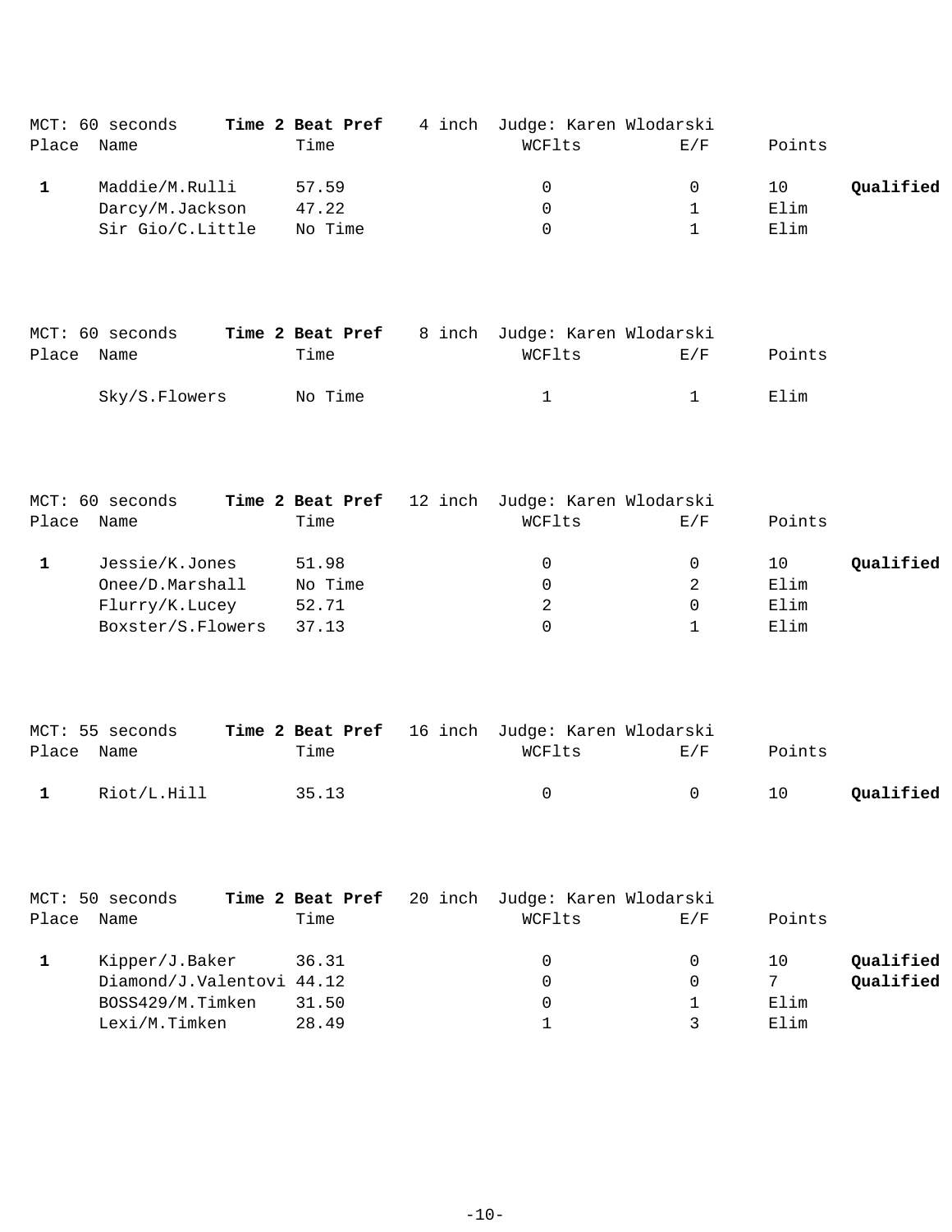MCT: 60 seconds **Time 2 Beat Pref** 4 inch Judge: Karen Wlodarski

| Place | Name | Time | WCFlts | E/F | Points | |
|---|---|---|---|---|---|---|
| **1** | Maddie/M.Rulli | 57.59 | 0 | 0 | 10 | **Qualified** |
| | Darcy/M.Jackson | 47.22 | 0 | 1 | Elim | |
| | Sir Gio/C.Little | No Time | 0 | 1 | Elim | |

MCT: 60 seconds **Time 2 Beat Pref** 8 inch Judge: Karen Wlodarski

| Place | Name | Time | WCFlts | E/F | Points |
|---|---|---|---|---|---|
| | Sky/S.Flowers | No Time | 1 | 1 | Elim |

MCT: 60 seconds **Time 2 Beat Pref** 12 inch Judge: Karen Wlodarski

| Place | Name | Time | WCFlts | E/F | Points | |
|---|---|---|---|---|---|---|
| **1** | Jessie/K.Jones | 51.98 | 0 | 0 | 10 | **Qualified** |
| | Onee/D.Marshall | No Time | 0 | 2 | Elim | |
| | Flurry/K.Lucey | 52.71 | 2 | 0 | Elim | |
| | Boxster/S.Flowers | 37.13 | 0 | 1 | Elim | |

MCT: 55 seconds **Time 2 Beat Pref** 16 inch Judge: Karen Wlodarski

| Place | Name | Time | WCFlts | E/F | Points | |
|---|---|---|---|---|---|---|
| **1** | Riot/L.Hill | 35.13 | 0 | 0 | 10 | **Qualified** |

MCT: 50 seconds **Time 2 Beat Pref** 20 inch Judge: Karen Wlodarski

| Place | Name | Time | WCFlts | E/F | Points | |
|---|---|---|---|---|---|---|
| **1** | Kipper/J.Baker | 36.31 | 0 | 0 | 10 | **Qualified** |
| | Diamond/J.Valentovi | 44.12 | 0 | 0 | 7 | **Qualified** |
| | BOSS429/M.Timken | 31.50 | 0 | 1 | Elim | |
| | Lexi/M.Timken | 28.49 | 1 | 3 | Elim | |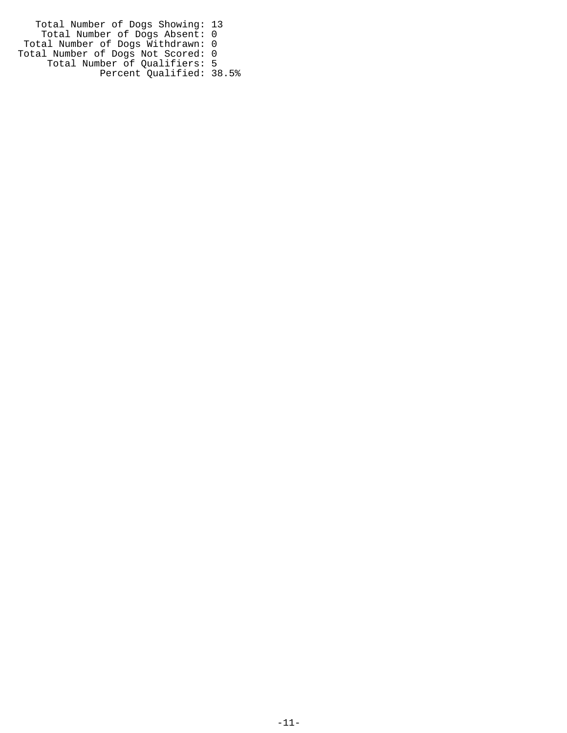Total Number of Dogs Showing: 13
Total Number of Dogs Absent: 0
Total Number of Dogs Withdrawn: 0
Total Number of Dogs Not Scored: 0
Total Number of Qualifiers: 5
Percent Qualified: 38.5%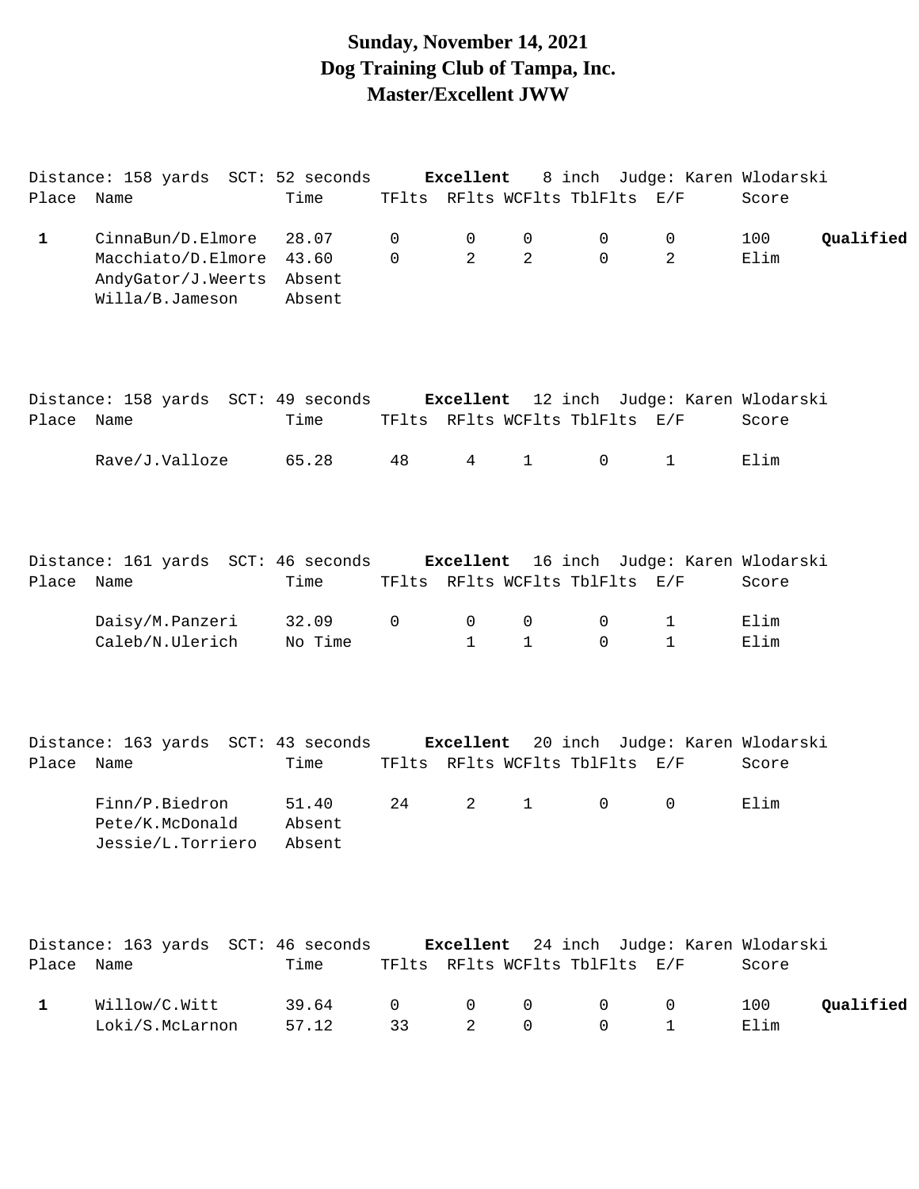# Sunday, November 14, 2021
# Dog Training Club of Tampa, Inc.
# Master/Excellent JWW

Distance: 158 yards  SCT: 52 seconds  **Excellent**  8 inch  Judge: Karen Wlodarski

| Place | Name | Time | TFlts | RFlts | WCFlts | TblFlts | E/F | Score | |
|---|---|---|---|---|---|---|---|---|---|
| 1 | CinnaBun/D.Elmore | 28.07 | 0 | 0 | 0 | 0 | 0 | 100 | **Qualified** |
| | Macchiato/D.Elmore | 43.60 | 0 | 2 | 2 | 0 | 2 | Elim | |
| | AndyGator/J.Weerts | Absent | | | | | | | |
| | Willa/B.Jameson | Absent | | | | | | | |

Distance: 158 yards  SCT: 49 seconds  **Excellent**  12 inch  Judge: Karen Wlodarski

| Place | Name | Time | TFlts | RFlts | WCFlts | TblFlts | E/F | Score |
|---|---|---|---|---|---|---|---|---|
| | Rave/J.Valloze | 65.28 | 48 | 4 | 1 | 0 | 1 | Elim |

Distance: 161 yards  SCT: 46 seconds  **Excellent**  16 inch  Judge: Karen Wlodarski

| Place | Name | Time | TFlts | RFlts | WCFlts | TblFlts | E/F | Score |
|---|---|---|---|---|---|---|---|---|
| | Daisy/M.Panzeri | 32.09 | 0 | 0 | 0 | 0 | 1 | Elim |
| | Caleb/N.Ulerich | No Time | | 1 | 1 | 0 | 1 | Elim |

Distance: 163 yards  SCT: 43 seconds  **Excellent**  20 inch  Judge: Karen Wlodarski

| Place | Name | Time | TFlts | RFlts | WCFlts | TblFlts | E/F | Score |
|---|---|---|---|---|---|---|---|---|
| | Finn/P.Biedron | 51.40 | 24 | 2 | 1 | 0 | 0 | Elim |
| | Pete/K.McDonald | Absent | | | | | | |
| | Jessie/L.Torriero | Absent | | | | | | |

Distance: 163 yards  SCT: 46 seconds  **Excellent**  24 inch  Judge: Karen Wlodarski

| Place | Name | Time | TFlts | RFlts | WCFlts | TblFlts | E/F | Score | |
|---|---|---|---|---|---|---|---|---|---|
| 1 | Willow/C.Witt | 39.64 | 0 | 0 | 0 | 0 | 0 | 100 | **Qualified** |
| | Loki/S.McLarnon | 57.12 | 33 | 2 | 0 | 0 | 1 | Elim | |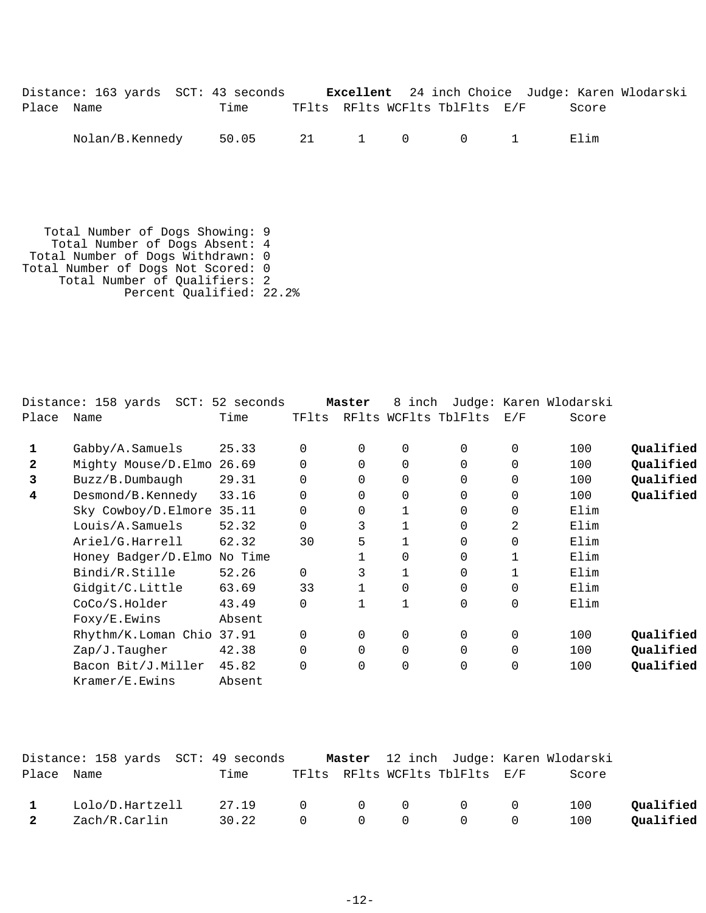Distance: 163 yards SCT: 43 seconds **Excellent** 24 inch Choice Judge: Karen Wlodarski

| Place | Name | Time | TFlts | RFlts | WCFlts | TblFlts | E/F | Score | |
|---|---|---|---|---|---|---|---|---|---|
| | Nolan/B.Kennedy | 50.05 | 21 | 1 | 0 | 0 | 1 | Elim | |

Total Number of Dogs Showing: 9
Total Number of Dogs Absent: 4
Total Number of Dogs Withdrawn: 0
Total Number of Dogs Not Scored: 0
Total Number of Qualifiers: 2
Percent Qualified: 22.2%

Distance: 158 yards SCT: 52 seconds **Master** 8 inch Judge: Karen Wlodarski

| Place | Name | Time | TFlts | RFlts | WCFlts | TblFlts | E/F | Score | |
|---|---|---|---|---|---|---|---|---|---|
| **1** | Gabby/A.Samuels | 25.33 | 0 | 0 | 0 | 0 | 0 | 100 | **Qualified** |
| **2** | Mighty Mouse/D.Elmo | 26.69 | 0 | 0 | 0 | 0 | 0 | 100 | **Qualified** |
| **3** | Buzz/B.Dumbaugh | 29.31 | 0 | 0 | 0 | 0 | 0 | 100 | **Qualified** |
| **4** | Desmond/B.Kennedy | 33.16 | 0 | 0 | 0 | 0 | 0 | 100 | **Qualified** |
| | Sky Cowboy/D.Elmore | 35.11 | 0 | 0 | 1 | 0 | 0 | Elim | |
| | Louis/A.Samuels | 52.32 | 0 | 3 | 1 | 0 | 2 | Elim | |
| | Ariel/G.Harrell | 62.32 | 30 | 5 | 1 | 0 | 0 | Elim | |
| | Honey Badger/D.Elmo | No Time | | 1 | 0 | 0 | 1 | Elim | |
| | Bindi/R.Stille | 52.26 | 0 | 3 | 1 | 0 | 1 | Elim | |
| | Gidgit/C.Little | 63.69 | 33 | 1 | 0 | 0 | 0 | Elim | |
| | CoCo/S.Holder | 43.49 | 0 | 1 | 1 | 0 | 0 | Elim | |
| | Foxy/E.Ewins | Absent | | | | | | | |
| | Rhythm/K.Loman Chio | 37.91 | 0 | 0 | 0 | 0 | 0 | 100 | **Qualified** |
| | Zap/J.Taugher | 42.38 | 0 | 0 | 0 | 0 | 0 | 100 | **Qualified** |
| | Bacon Bit/J.Miller | 45.82 | 0 | 0 | 0 | 0 | 0 | 100 | **Qualified** |
| | Kramer/E.Ewins | Absent | | | | | | | |

Distance: 158 yards SCT: 49 seconds **Master** 12 inch Judge: Karen Wlodarski

| Place | Name | Time | TFlts | RFlts | WCFlts | TblFlts | E/F | Score | |
|---|---|---|---|---|---|---|---|---|---|
| **1** | Lolo/D.Hartzell | 27.19 | 0 | 0 | 0 | 0 | 0 | 100 | **Qualified** |
| **2** | Zach/R.Carlin | 30.22 | 0 | 0 | 0 | 0 | 0 | 100 | **Qualified** |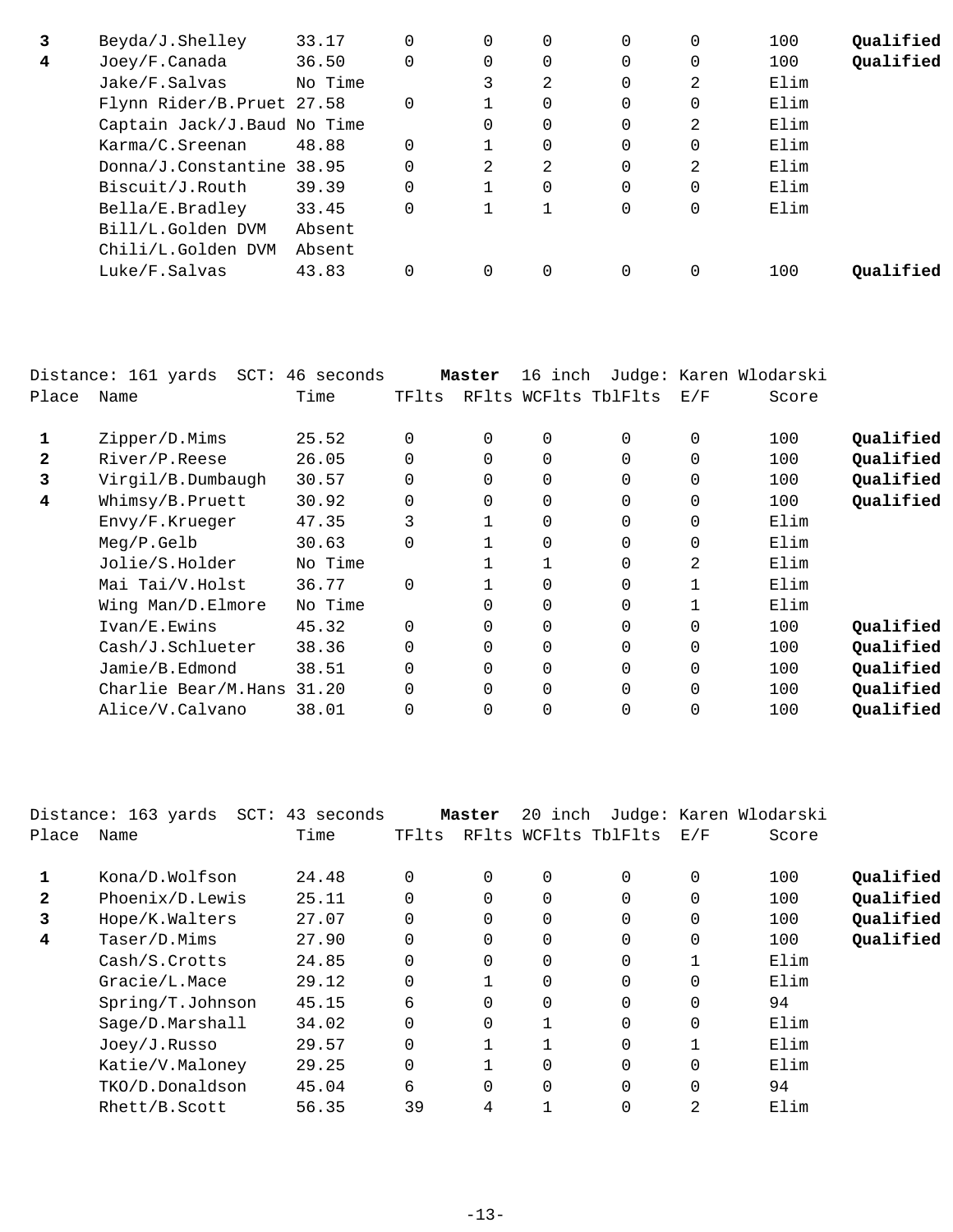| Place | Name | Time | TFlts | RFlts | WCFlts | TblFlts | E/F | Score | |
|---|---|---|---|---|---|---|---|---|---|
| **3** | Beyda/J.Shelley | 33.17 | 0 | 0 | 0 | 0 | 0 | 100 | **Qualified** |
| **4** | Joey/F.Canada | 36.50 | 0 | 0 | 0 | 0 | 0 | 100 | **Qualified** |
| | Jake/F.Salvas | No Time | | 3 | 2 | 0 | 2 | Elim | |
| | Flynn Rider/B.Pruet | 27.58 | 0 | 1 | 0 | 0 | 0 | Elim | |
| | Captain Jack/J.Baud | No Time | | 0 | 0 | 0 | 2 | Elim | |
| | Karma/C.Sreenan | 48.88 | 0 | 1 | 0 | 0 | 0 | Elim | |
| | Donna/J.Constantine | 38.95 | 0 | 2 | 2 | 0 | 2 | Elim | |
| | Biscuit/J.Routh | 39.39 | 0 | 1 | 0 | 0 | 0 | Elim | |
| | Bella/E.Bradley | 33.45 | 0 | 1 | 1 | 0 | 0 | Elim | |
| | Bill/L.Golden DVM | Absent | | | | | | | |
| | Chili/L.Golden DVM | Absent | | | | | | | |
| | Luke/F.Salvas | 43.83 | 0 | 0 | 0 | 0 | 0 | 100 | **Qualified** |

Distance: 161 yards SCT: 46 seconds **Master** 16 inch Judge: Karen Wlodarski

| Place | Name | Time | TFlts | RFlts | WCFlts | TblFlts | E/F | Score | |
|---|---|---|---|---|---|---|---|---|---|
| **1** | Zipper/D.Mims | 25.52 | 0 | 0 | 0 | 0 | 0 | 100 | **Qualified** |
| **2** | River/P.Reese | 26.05 | 0 | 0 | 0 | 0 | 0 | 100 | **Qualified** |
| **3** | Virgil/B.Dumbaugh | 30.57 | 0 | 0 | 0 | 0 | 0 | 100 | **Qualified** |
| **4** | Whimsy/B.Pruett | 30.92 | 0 | 0 | 0 | 0 | 0 | 100 | **Qualified** |
| | Envy/F.Krueger | 47.35 | 3 | 1 | 0 | 0 | 0 | Elim | |
| | Meg/P.Gelb | 30.63 | 0 | 1 | 0 | 0 | 0 | Elim | |
| | Jolie/S.Holder | No Time | | 1 | 1 | 0 | 2 | Elim | |
| | Mai Tai/V.Holst | 36.77 | 0 | 1 | 0 | 0 | 1 | Elim | |
| | Wing Man/D.Elmore | No Time | | 0 | 0 | 0 | 1 | Elim | |
| | Ivan/E.Ewins | 45.32 | 0 | 0 | 0 | 0 | 0 | 100 | **Qualified** |
| | Cash/J.Schlueter | 38.36 | 0 | 0 | 0 | 0 | 0 | 100 | **Qualified** |
| | Jamie/B.Edmond | 38.51 | 0 | 0 | 0 | 0 | 0 | 100 | **Qualified** |
| | Charlie Bear/M.Hans | 31.20 | 0 | 0 | 0 | 0 | 0 | 100 | **Qualified** |
| | Alice/V.Calvano | 38.01 | 0 | 0 | 0 | 0 | 0 | 100 | **Qualified** |

Distance: 163 yards SCT: 43 seconds **Master** 20 inch Judge: Karen Wlodarski

| Place | Name | Time | TFlts | RFlts | WCFlts | TblFlts | E/F | Score | |
|---|---|---|---|---|---|---|---|---|---|
| **1** | Kona/D.Wolfson | 24.48 | 0 | 0 | 0 | 0 | 0 | 100 | **Qualified** |
| **2** | Phoenix/D.Lewis | 25.11 | 0 | 0 | 0 | 0 | 0 | 100 | **Qualified** |
| **3** | Hope/K.Walters | 27.07 | 0 | 0 | 0 | 0 | 0 | 100 | **Qualified** |
| **4** | Taser/D.Mims | 27.90 | 0 | 0 | 0 | 0 | 0 | 100 | **Qualified** |
| | Cash/S.Crotts | 24.85 | 0 | 0 | 0 | 0 | 1 | Elim | |
| | Gracie/L.Mace | 29.12 | 0 | 1 | 0 | 0 | 0 | Elim | |
| | Spring/T.Johnson | 45.15 | 6 | 0 | 0 | 0 | 0 | 94 | |
| | Sage/D.Marshall | 34.02 | 0 | 0 | 1 | 0 | 0 | Elim | |
| | Joey/J.Russo | 29.57 | 0 | 1 | 1 | 0 | 1 | Elim | |
| | Katie/V.Maloney | 29.25 | 0 | 1 | 0 | 0 | 0 | Elim | |
| | TKO/D.Donaldson | 45.04 | 6 | 0 | 0 | 0 | 0 | 94 | |
| | Rhett/B.Scott | 56.35 | 39 | 4 | 1 | 0 | 2 | Elim | |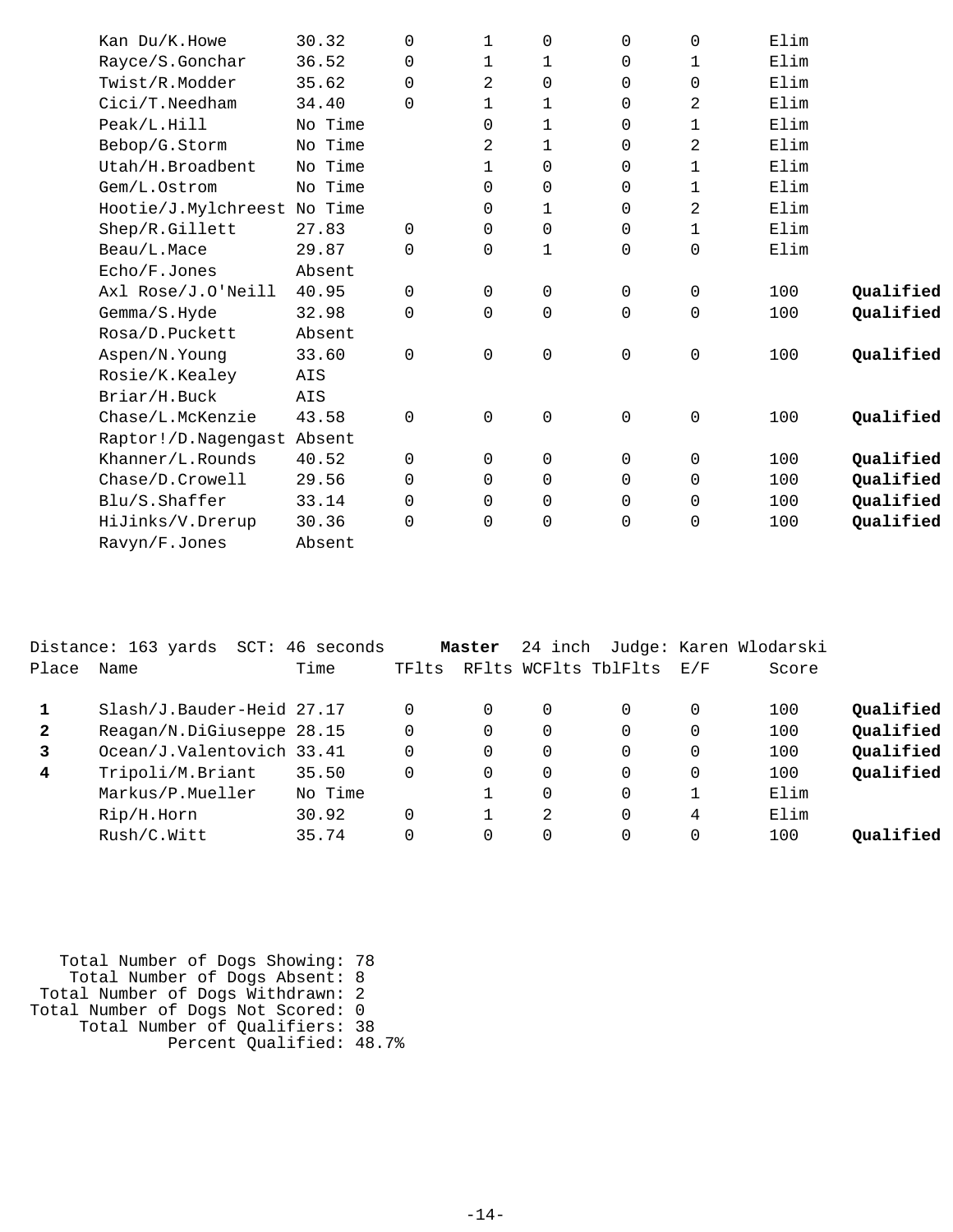| Place | Name | Time | TFlts | RFlts | WCFlts | TblFlts | E/F | Score | |
|---|---|---|---|---|---|---|---|---|---|
| | Kan Du/K.Howe | 30.32 | 0 | 1 | 0 | 0 | 0 | Elim | |
| | Rayce/S.Gonchar | 36.52 | 0 | 1 | 1 | 0 | 1 | Elim | |
| | Twist/R.Modder | 35.62 | 0 | 2 | 0 | 0 | 0 | Elim | |
| | Cici/T.Needham | 34.40 | 0 | 1 | 1 | 0 | 2 | Elim | |
| | Peak/L.Hill | No Time | | 0 | 1 | 0 | 1 | Elim | |
| | Bebop/G.Storm | No Time | | 2 | 1 | 0 | 2 | Elim | |
| | Utah/H.Broadbent | No Time | | 1 | 0 | 0 | 1 | Elim | |
| | Gem/L.Ostrom | No Time | | 0 | 0 | 0 | 1 | Elim | |
| | Hootie/J.Mylchreest | No Time | | 0 | 1 | 0 | 2 | Elim | |
| | Shep/R.Gillett | 27.83 | 0 | 0 | 0 | 0 | 1 | Elim | |
| | Beau/L.Mace | 29.87 | 0 | 0 | 1 | 0 | 0 | Elim | |
| | Echo/F.Jones | Absent | | | | | | | |
| | Axl Rose/J.O'Neill | 40.95 | 0 | 0 | 0 | 0 | 0 | 100 | **Qualified** |
| | Gemma/S.Hyde | 32.98 | 0 | 0 | 0 | 0 | 0 | 100 | **Qualified** |
| | Rosa/D.Puckett | Absent | | | | | | | |
| | Aspen/N.Young | 33.60 | 0 | 0 | 0 | 0 | 0 | 100 | **Qualified** |
| | Rosie/K.Kealey | AIS | | | | | | | |
| | Briar/H.Buck | AIS | | | | | | | |
| | Chase/L.McKenzie | 43.58 | 0 | 0 | 0 | 0 | 0 | 100 | **Qualified** |
| | Raptor!/D.Nagengast | Absent | | | | | | | |
| | Khanner/L.Rounds | 40.52 | 0 | 0 | 0 | 0 | 0 | 100 | **Qualified** |
| | Chase/D.Crowell | 29.56 | 0 | 0 | 0 | 0 | 0 | 100 | **Qualified** |
| | Blu/S.Shaffer | 33.14 | 0 | 0 | 0 | 0 | 0 | 100 | **Qualified** |
| | HiJinks/V.Drerup | 30.36 | 0 | 0 | 0 | 0 | 0 | 100 | **Qualified** |
| | Ravyn/F.Jones | Absent | | | | | | | |

Distance: 163 yards SCT: 46 seconds **Master** 24 inch Judge: Karen Wlodarski

| Place | Name | Time | TFlts | RFlts | WCFlts | TblFlts | E/F | Score | |
|---|---|---|---|---|---|---|---|---|---|
| **1** | Slash/J.Bauder-Heid | 27.17 | 0 | 0 | 0 | 0 | 0 | 100 | **Qualified** |
| **2** | Reagan/N.DiGiuseppe | 28.15 | 0 | 0 | 0 | 0 | 0 | 100 | **Qualified** |
| **3** | Ocean/J.Valentovich | 33.41 | 0 | 0 | 0 | 0 | 0 | 100 | **Qualified** |
| **4** | Tripoli/M.Briant | 35.50 | 0 | 0 | 0 | 0 | 0 | 100 | **Qualified** |
| | Markus/P.Mueller | No Time | | 1 | 0 | 0 | 1 | Elim | |
| | Rip/H.Horn | 30.92 | 0 | 1 | 2 | 0 | 4 | Elim | |
| | Rush/C.Witt | 35.74 | 0 | 0 | 0 | 0 | 0 | 100 | **Qualified** |

Total Number of Dogs Showing: 78
Total Number of Dogs Absent: 8
Total Number of Dogs Withdrawn: 2
Total Number of Dogs Not Scored: 0
Total Number of Qualifiers: 38
Percent Qualified: 48.7%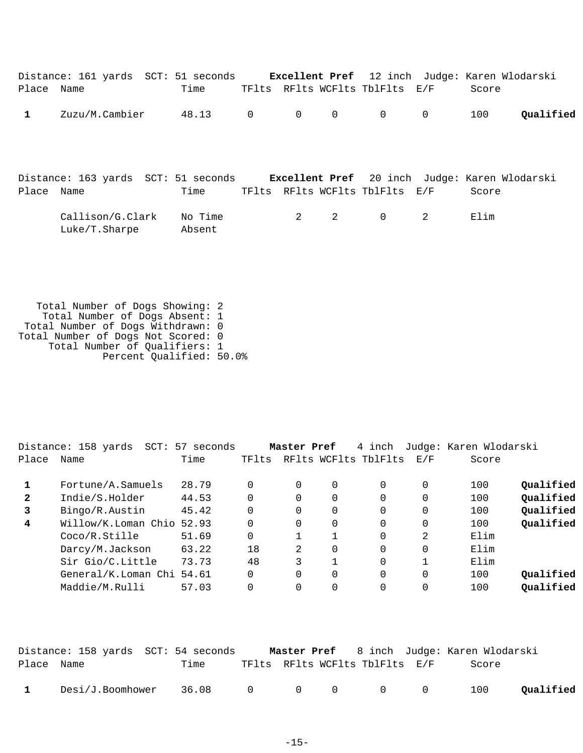Distance: 161 yards SCT: 51 seconds **Excellent Pref** 12 inch Judge: Karen Wlodarski

| Place | Name | Time | TFlts | RFlts | WCFlts | TblFlts | E/F | Score | |
|---|---|---|---|---|---|---|---|---|---|
| **1** | Zuzu/M.Cambier | 48.13 | 0 | 0 | 0 | 0 | 0 | 100 | **Qualified** |

Distance: 163 yards SCT: 51 seconds **Excellent Pref** 20 inch Judge: Karen Wlodarski

| Place | Name | Time | TFlts | RFlts | WCFlts | TblFlts | E/F | Score | |
|---|---|---|---|---|---|---|---|---|---|
| | Callison/G.Clark | No Time | | 2 | 2 | 0 | 2 | Elim | |
| | Luke/T.Sharpe | Absent | | | | | | | |

Total Number of Dogs Showing: 2
Total Number of Dogs Absent: 1
Total Number of Dogs Withdrawn: 0
Total Number of Dogs Not Scored: 0
Total Number of Qualifiers: 1
Percent Qualified: 50.0%

Distance: 158 yards SCT: 57 seconds **Master Pref** 4 inch Judge: Karen Wlodarski

| Place | Name | Time | TFlts | RFlts | WCFlts | TblFlts | E/F | Score | |
|---|---|---|---|---|---|---|---|---|---|
| **1** | Fortune/A.Samuels | 28.79 | 0 | 0 | 0 | 0 | 0 | 100 | **Qualified** |
| **2** | Indie/S.Holder | 44.53 | 0 | 0 | 0 | 0 | 0 | 100 | **Qualified** |
| **3** | Bingo/R.Austin | 45.42 | 0 | 0 | 0 | 0 | 0 | 100 | **Qualified** |
| **4** | Willow/K.Loman Chio | 52.93 | 0 | 0 | 0 | 0 | 0 | 100 | **Qualified** |
| | Coco/R.Stille | 51.69 | 0 | 1 | 1 | 0 | 2 | Elim | |
| | Darcy/M.Jackson | 63.22 | 18 | 2 | 0 | 0 | 0 | Elim | |
| | Sir Gio/C.Little | 73.73 | 48 | 3 | 1 | 0 | 1 | Elim | |
| | General/K.Loman Chi | 54.61 | 0 | 0 | 0 | 0 | 0 | 100 | **Qualified** |
| | Maddie/M.Rulli | 57.03 | 0 | 0 | 0 | 0 | 0 | 100 | **Qualified** |

Distance: 158 yards SCT: 54 seconds **Master Pref** 8 inch Judge: Karen Wlodarski

| Place | Name | Time | TFlts | RFlts | WCFlts | TblFlts | E/F | Score | |
|---|---|---|---|---|---|---|---|---|---|
| **1** | Desi/J.Boomhower | 36.08 | 0 | 0 | 0 | 0 | 0 | 100 | **Qualified** |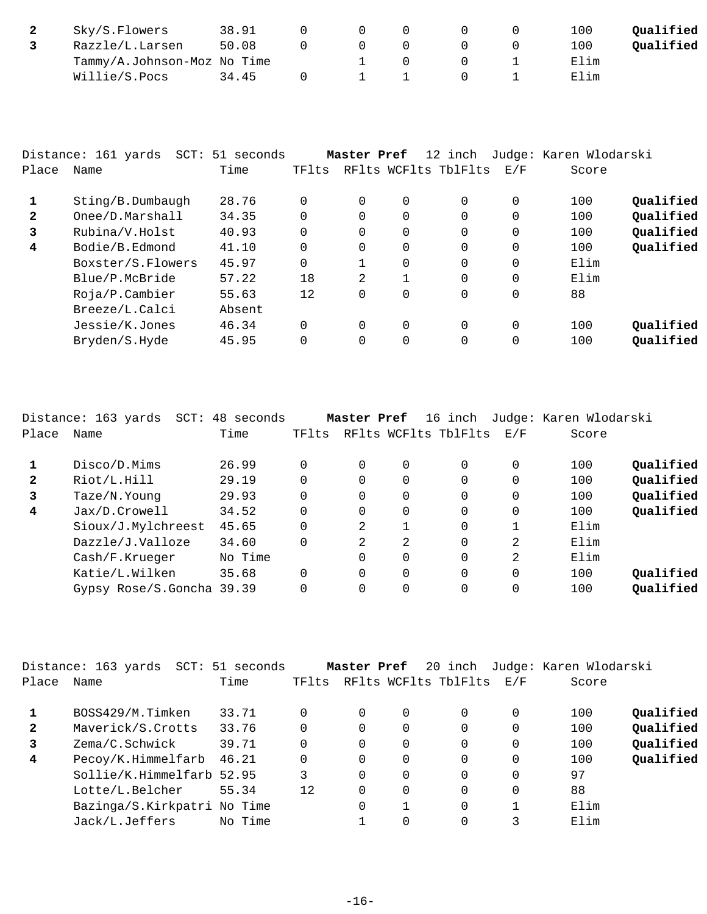| Place | Name | Time | TFlts | RFlts | WCFlts | TblFlts | E/F | Score | |
|---|---|---|---|---|---|---|---|---|---|
| **2** | Sky/S.Flowers | 38.91 | 0 | 0 | 0 | 0 | 0 | 100 | **Qualified** |
| **3** | Razzle/L.Larsen | 50.08 | 0 | 0 | 0 | 0 | 0 | 100 | **Qualified** |
| | Tammy/A.Johnson-Moz | No Time | | 1 | 0 | 0 | 1 | Elim | |
| | Willie/S.Pocs | 34.45 | 0 | 1 | 1 | 0 | 1 | Elim | |

Distance: 161 yards SCT: 51 seconds **Master Pref** 12 inch Judge: Karen Wlodarski

| Place | Name | Time | TFlts | RFlts | WCFlts | TblFlts | E/F | Score | |
|---|---|---|---|---|---|---|---|---|---|
| **1** | Sting/B.Dumbaugh | 28.76 | 0 | 0 | 0 | 0 | 0 | 100 | **Qualified** |
| **2** | Onee/D.Marshall | 34.35 | 0 | 0 | 0 | 0 | 0 | 100 | **Qualified** |
| **3** | Rubina/V.Holst | 40.93 | 0 | 0 | 0 | 0 | 0 | 100 | **Qualified** |
| **4** | Bodie/B.Edmond | 41.10 | 0 | 0 | 0 | 0 | 0 | 100 | **Qualified** |
| | Boxster/S.Flowers | 45.97 | 0 | 1 | 0 | 0 | 0 | Elim | |
| | Blue/P.McBride | 57.22 | 18 | 2 | 1 | 0 | 0 | Elim | |
| | Roja/P.Cambier | 55.63 | 12 | 0 | 0 | 0 | 0 | 88 | |
| | Breeze/L.Calci | Absent | | | | | | | |
| | Jessie/K.Jones | 46.34 | 0 | 0 | 0 | 0 | 0 | 100 | **Qualified** |
| | Bryden/S.Hyde | 45.95 | 0 | 0 | 0 | 0 | 0 | 100 | **Qualified** |

Distance: 163 yards SCT: 48 seconds **Master Pref** 16 inch Judge: Karen Wlodarski

| Place | Name | Time | TFlts | RFlts | WCFlts | TblFlts | E/F | Score | |
|---|---|---|---|---|---|---|---|---|---|
| **1** | Disco/D.Mims | 26.99 | 0 | 0 | 0 | 0 | 0 | 100 | **Qualified** |
| **2** | Riot/L.Hill | 29.19 | 0 | 0 | 0 | 0 | 0 | 100 | **Qualified** |
| **3** | Taze/N.Young | 29.93 | 0 | 0 | 0 | 0 | 0 | 100 | **Qualified** |
| **4** | Jax/D.Crowell | 34.52 | 0 | 0 | 0 | 0 | 0 | 100 | **Qualified** |
| | Sioux/J.Mylchreest | 45.65 | 0 | 2 | 1 | 0 | 1 | Elim | |
| | Dazzle/J.Valloze | 34.60 | 0 | 2 | 2 | 0 | 2 | Elim | |
| | Cash/F.Krueger | No Time | | 0 | 0 | 0 | 2 | Elim | |
| | Katie/L.Wilken | 35.68 | 0 | 0 | 0 | 0 | 0 | 100 | **Qualified** |
| | Gypsy Rose/S.Goncha | 39.39 | 0 | 0 | 0 | 0 | 0 | 100 | **Qualified** |

Distance: 163 yards SCT: 51 seconds **Master Pref** 20 inch Judge: Karen Wlodarski

| Place | Name | Time | TFlts | RFlts | WCFlts | TblFlts | E/F | Score | |
|---|---|---|---|---|---|---|---|---|---|
| **1** | BOSS429/M.Timken | 33.71 | 0 | 0 | 0 | 0 | 0 | 100 | **Qualified** |
| **2** | Maverick/S.Crotts | 33.76 | 0 | 0 | 0 | 0 | 0 | 100 | **Qualified** |
| **3** | Zema/C.Schwick | 39.71 | 0 | 0 | 0 | 0 | 0 | 100 | **Qualified** |
| **4** | Pecoy/K.Himmelfarb | 46.21 | 0 | 0 | 0 | 0 | 0 | 100 | **Qualified** |
| | Sollie/K.Himmelfarb | 52.95 | 3 | 0 | 0 | 0 | 0 | 97 | |
| | Lotte/L.Belcher | 55.34 | 12 | 0 | 0 | 0 | 0 | 88 | |
| | Bazinga/S.Kirkpatri | No Time | | 0 | 1 | 0 | 1 | Elim | |
| | Jack/L.Jeffers | No Time | | 1 | 0 | 0 | 3 | Elim | |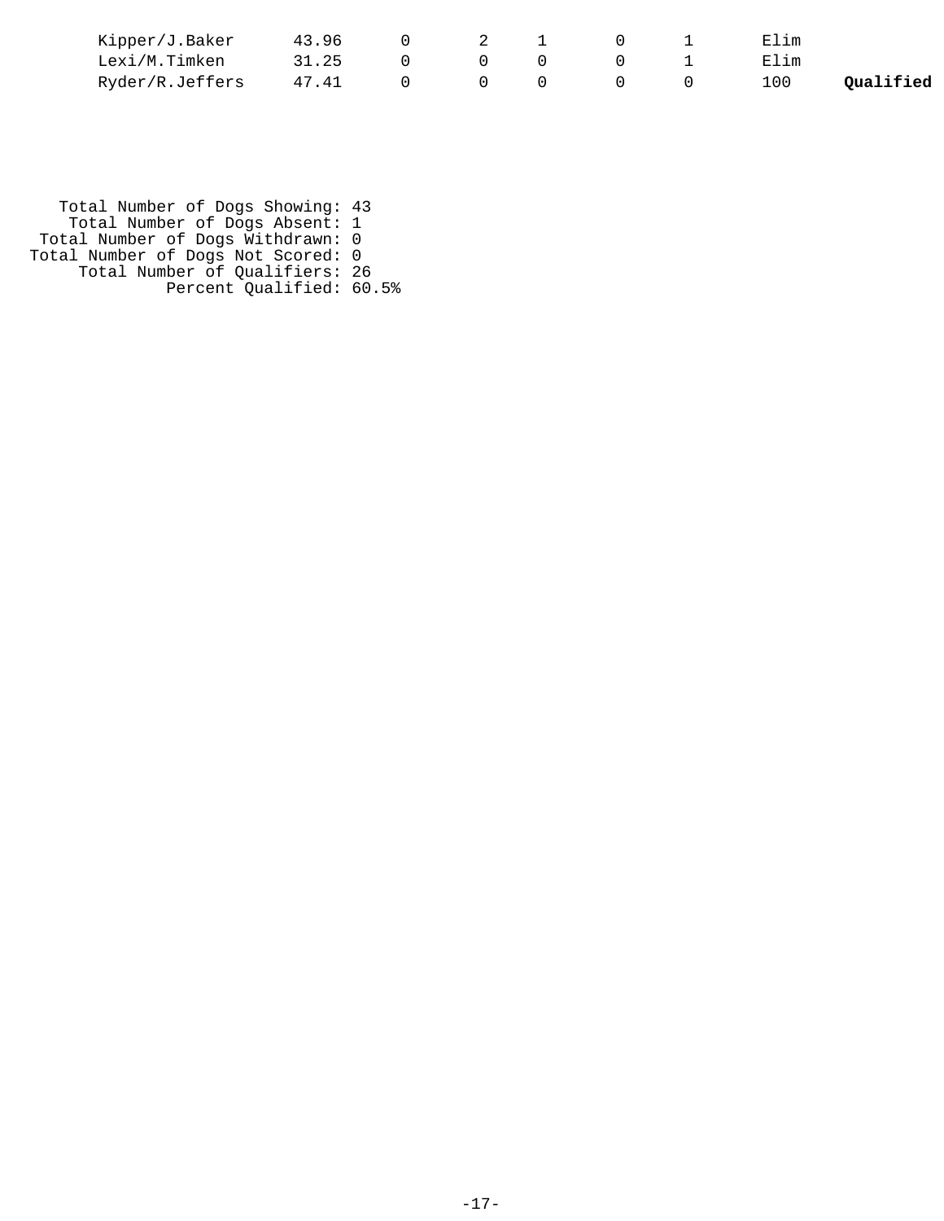| | | | | | | | | |
|---|---|---|---|---|---|---|---|---|
| Kipper/J.Baker | 43.96 | 0 | 2 | 1 | 0 | 1 | Elim | |
| Lexi/M.Timken | 31.25 | 0 | 0 | 0 | 0 | 1 | Elim | |
| Ryder/R.Jeffers | 47.41 | 0 | 0 | 0 | 0 | 0 | 100 | **Qualified** |

Total Number of Dogs Showing: 43
Total Number of Dogs Absent: 1
Total Number of Dogs Withdrawn: 0
Total Number of Dogs Not Scored: 0
Total Number of Qualifiers: 26
Percent Qualified: 60.5%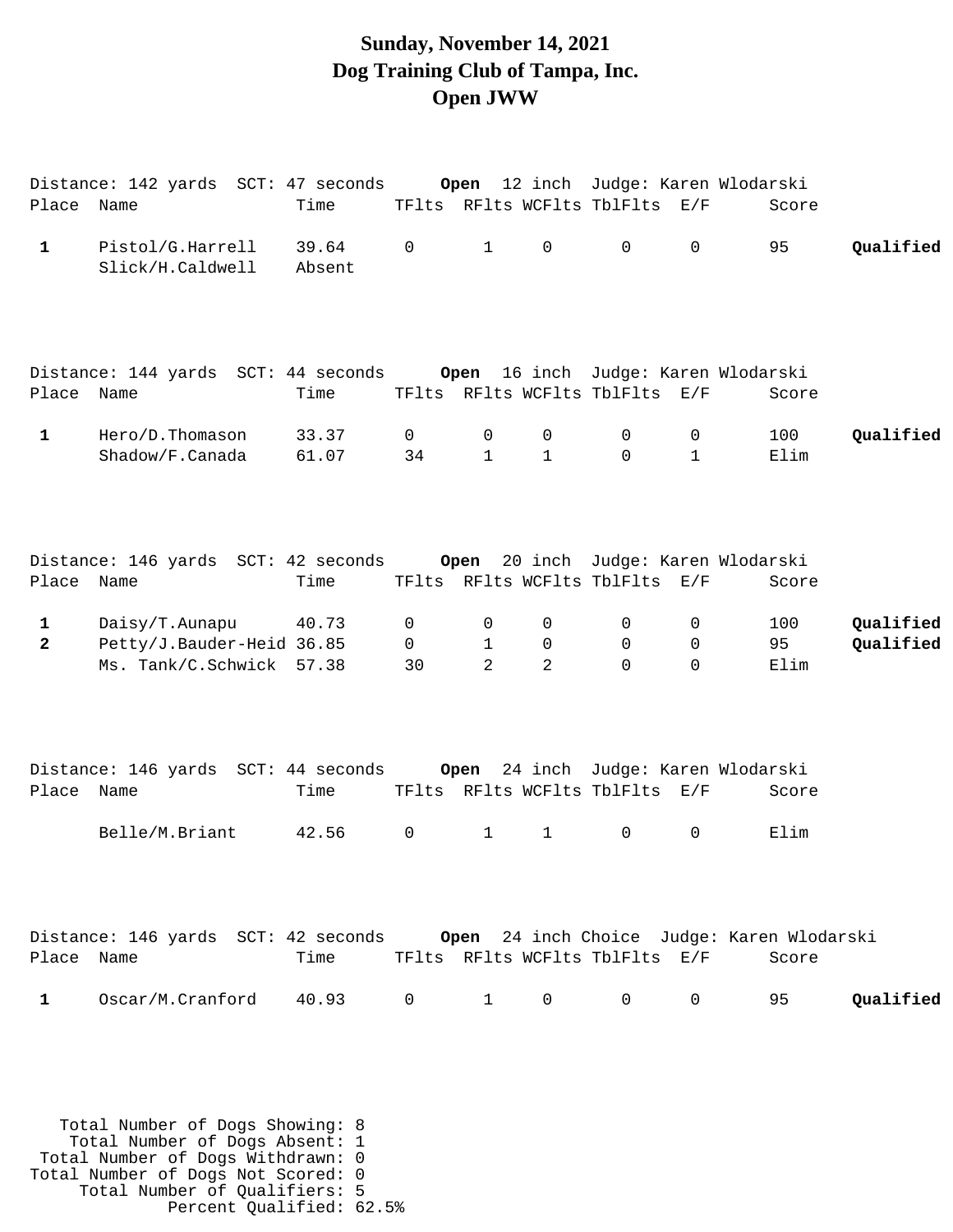# Sunday, November 14, 2021
# Dog Training Club of Tampa, Inc.
# Open JWW

Distance: 142 yards SCT: 47 seconds **Open** 12 inch Judge: Karen Wlodarski

| Place | Name | Time | TFlts | RFlts | WCFlts | TblFlts | E/F | Score | |
|---|---|---|---|---|---|---|---|---|---|
| **1** | Pistol/G.Harrell | 39.64 | 0 | 1 | 0 | 0 | 0 | 95 | **Qualified** |
| | Slick/H.Caldwell | Absent | | | | | | | |

Distance: 144 yards SCT: 44 seconds **Open** 16 inch Judge: Karen Wlodarski

| Place | Name | Time | TFlts | RFlts | WCFlts | TblFlts | E/F | Score | |
|---|---|---|---|---|---|---|---|---|---|
| **1** | Hero/D.Thomason | 33.37 | 0 | 0 | 0 | 0 | 0 | 100 | **Qualified** |
| | Shadow/F.Canada | 61.07 | 34 | 1 | 1 | 0 | 1 | Elim | |

Distance: 146 yards SCT: 42 seconds **Open** 20 inch Judge: Karen Wlodarski

| Place | Name | Time | TFlts | RFlts | WCFlts | TblFlts | E/F | Score | |
|---|---|---|---|---|---|---|---|---|---|
| **1** | Daisy/T.Aunapu | 40.73 | 0 | 0 | 0 | 0 | 0 | 100 | **Qualified** |
| **2** | Petty/J.Bauder-Heid | 36.85 | 0 | 1 | 0 | 0 | 0 | 95 | **Qualified** |
| | Ms. Tank/C.Schwick | 57.38 | 30 | 2 | 2 | 0 | 0 | Elim | |

Distance: 146 yards SCT: 44 seconds **Open** 24 inch Judge: Karen Wlodarski

| Place | Name | Time | TFlts | RFlts | WCFlts | TblFlts | E/F | Score |
|---|---|---|---|---|---|---|---|---|
| | Belle/M.Briant | 42.56 | 0 | 1 | 1 | 0 | 0 | Elim |

Distance: 146 yards SCT: 42 seconds **Open** 24 inch Choice Judge: Karen Wlodarski

| Place | Name | Time | TFlts | RFlts | WCFlts | TblFlts | E/F | Score | |
|---|---|---|---|---|---|---|---|---|---|
| **1** | Oscar/M.Cranford | 40.93 | 0 | 1 | 0 | 0 | 0 | 95 | **Qualified** |

Total Number of Dogs Showing: 8
Total Number of Dogs Absent: 1
Total Number of Dogs Withdrawn: 0
Total Number of Dogs Not Scored: 0
Total Number of Qualifiers: 5
Percent Qualified: 62.5%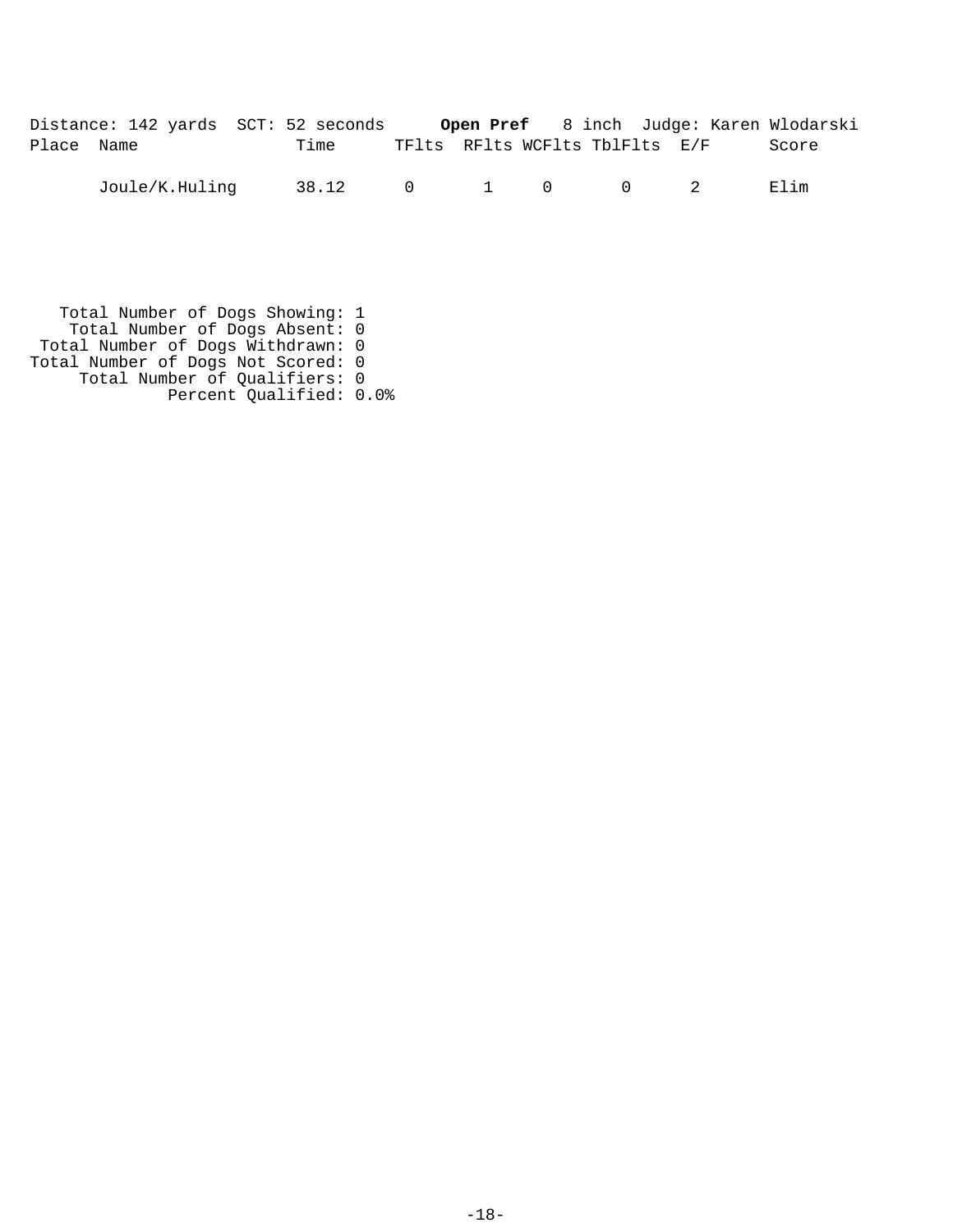Distance: 142 yards SCT: 52 seconds **Open Pref** 8 inch Judge: Karen Wlodarski

| Place | Name | Time | TFlts | RFlts | WCFlts | TblFlts | E/F | Score |
|---|---|---|---|---|---|---|---|---|
| | Joule/K.Huling | 38.12 | 0 | 1 | 0 | 0 | 2 | Elim |

Total Number of Dogs Showing: 1
Total Number of Dogs Absent: 0
Total Number of Dogs Withdrawn: 0
Total Number of Dogs Not Scored: 0
Total Number of Qualifiers: 0
Percent Qualified: 0.0%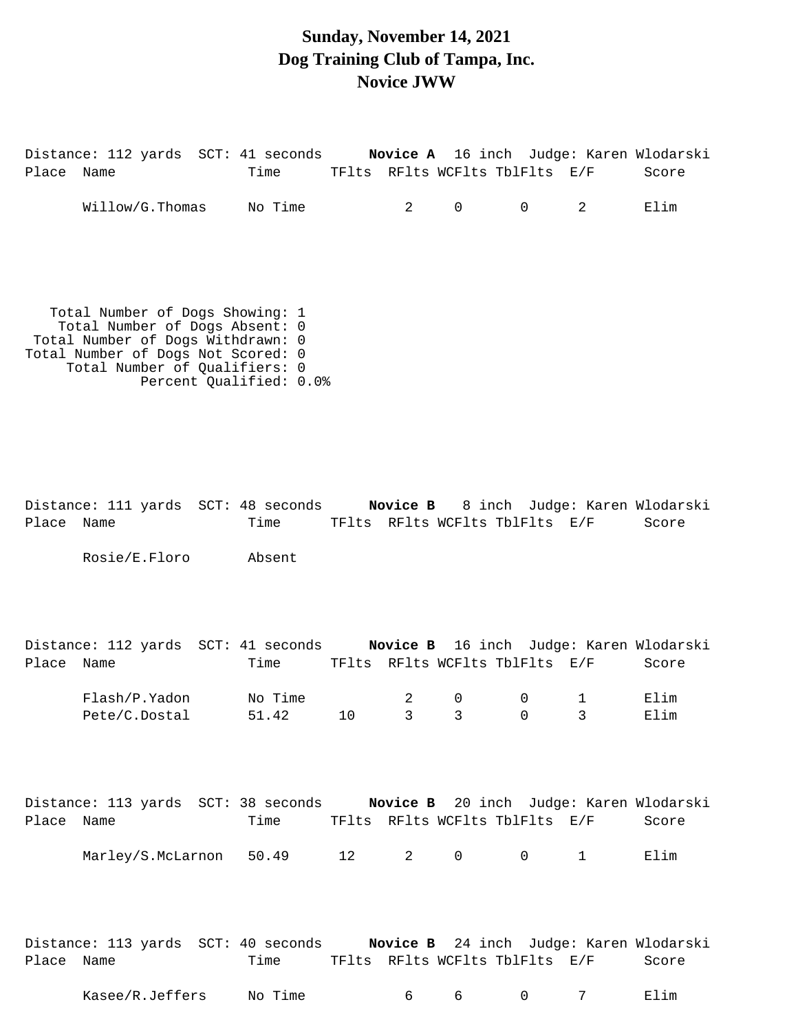# Sunday, November 14, 2021
# Dog Training Club of Tampa, Inc.
# Novice JWW

Distance: 112 yards SCT: 41 seconds **Novice A** 16 inch Judge: Karen Wlodarski

| Place | Name | Time | TFlts | RFlts | WCFlts | TblFlts | E/F | Score |
|---|---|---|---|---|---|---|---|---|
| | Willow/G.Thomas | No Time | | 2 | 0 | 0 | 2 | Elim |

Total Number of Dogs Showing: 1
Total Number of Dogs Absent: 0
Total Number of Dogs Withdrawn: 0
Total Number of Dogs Not Scored: 0
Total Number of Qualifiers: 0
Percent Qualified: 0.0%

Distance: 111 yards SCT: 48 seconds **Novice B** 8 inch Judge: Karen Wlodarski

| Place | Name | Time | TFlts | RFlts | WCFlts | TblFlts | E/F | Score |
|---|---|---|---|---|---|---|---|---|
| | Rosie/E.Floro | Absent | | | | | | |

Distance: 112 yards SCT: 41 seconds **Novice B** 16 inch Judge: Karen Wlodarski

| Place | Name | Time | TFlts | RFlts | WCFlts | TblFlts | E/F | Score |
|---|---|---|---|---|---|---|---|---|
| | Flash/P.Yadon | No Time | | 2 | 0 | 0 | 1 | Elim |
| | Pete/C.Dostal | 51.42 | 10 | 3 | 3 | 0 | 3 | Elim |

Distance: 113 yards SCT: 38 seconds **Novice B** 20 inch Judge: Karen Wlodarski

| Place | Name | Time | TFlts | RFlts | WCFlts | TblFlts | E/F | Score |
|---|---|---|---|---|---|---|---|---|
| | Marley/S.McLarnon | 50.49 | 12 | 2 | 0 | 0 | 1 | Elim |

Distance: 113 yards SCT: 40 seconds **Novice B** 24 inch Judge: Karen Wlodarski

| Place | Name | Time | TFlts | RFlts | WCFlts | TblFlts | E/F | Score |
|---|---|---|---|---|---|---|---|---|
| | Kasee/R.Jeffers | No Time | | 6 | 6 | 0 | 7 | Elim |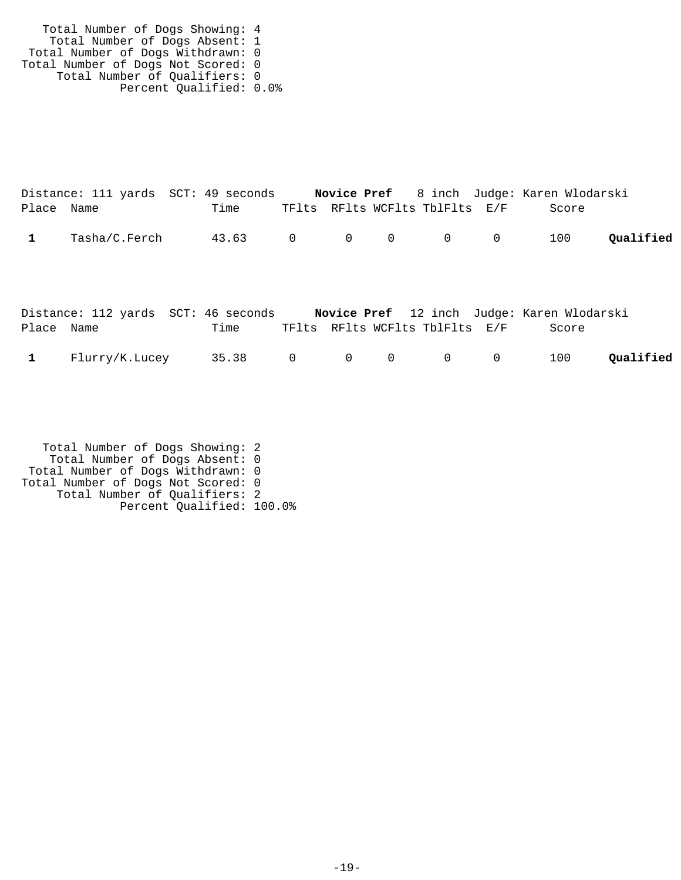Total Number of Dogs Showing: 4
Total Number of Dogs Absent: 1
Total Number of Dogs Withdrawn: 0
Total Number of Dogs Not Scored: 0
Total Number of Qualifiers: 0
Percent Qualified: 0.0%

Distance: 111 yards SCT: 49 seconds **Novice Pref** 8 inch Judge: Karen Wlodarski

| Place | Name | Time | TFlts | RFlts | WCFlts | TblFlts | E/F | Score | |
|---|---|---|---|---|---|---|---|---|---|
| **1** | Tasha/C.Ferch | 43.63 | 0 | 0 | 0 | 0 | 0 | 100 | **Qualified** |

Distance: 112 yards SCT: 46 seconds **Novice Pref** 12 inch Judge: Karen Wlodarski

| Place | Name | Time | TFlts | RFlts | WCFlts | TblFlts | E/F | Score | |
|---|---|---|---|---|---|---|---|---|---|
| **1** | Flurry/K.Lucey | 35.38 | 0 | 0 | 0 | 0 | 0 | 100 | **Qualified** |

Total Number of Dogs Showing: 2
Total Number of Dogs Absent: 0
Total Number of Dogs Withdrawn: 0
Total Number of Dogs Not Scored: 0
Total Number of Qualifiers: 2
Percent Qualified: 100.0%